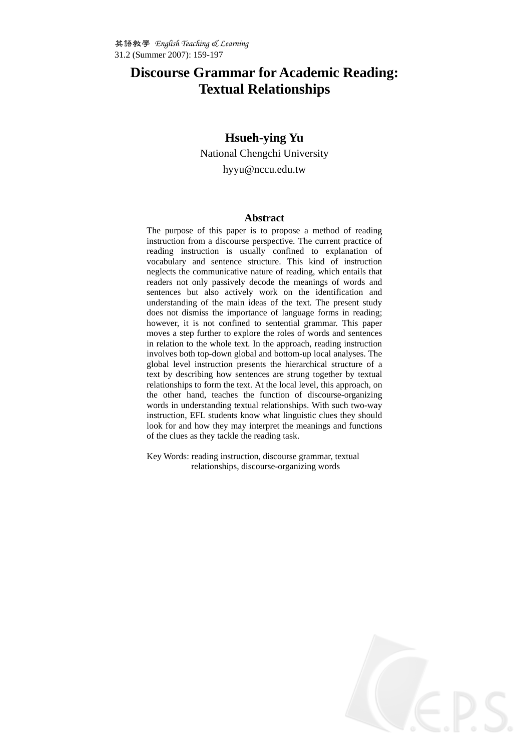# Discourse Grammar for Academic Reading: Textual Relationships

**Hsueh-ying Yu**

National Chengchi University

hyyu@nccu.edu.tw

## Abstract

The purpose of this paper is to propose a method of reading instruction from a discourse perspective. The current practice of reading instruction is usually confined to explanation of vocabulary and sentence structure. This kind of instruction neglects the communicative nature of reading, which entails that readers not only passively decode the meanings of words and sentences but also actively work on the identification and understanding of the main ideas of the text. The present study does not dismiss the importance of language forms in reading; however, it is not confined to sentential grammar. This paper moves a step further to explore the roles of words and sentences in relation to the whole text. In the approach, reading instruction involves both top-down global and bottom-up local analyses. The global level instruction presents the hierarchical structure of a text by describing how sentences are strung together by textual relationships to form the text. At the local level, this approach, on the other hand, teaches the function of discourse-organizing words in understanding textual relationships. With such two-way instruction, EFL students know what linguistic clues they should look for and how they may interpret the meanings and functions of the clues as they tackle the reading task.

Key Words: reading instruction, discourse grammar, textual relationships, discourse-organizing words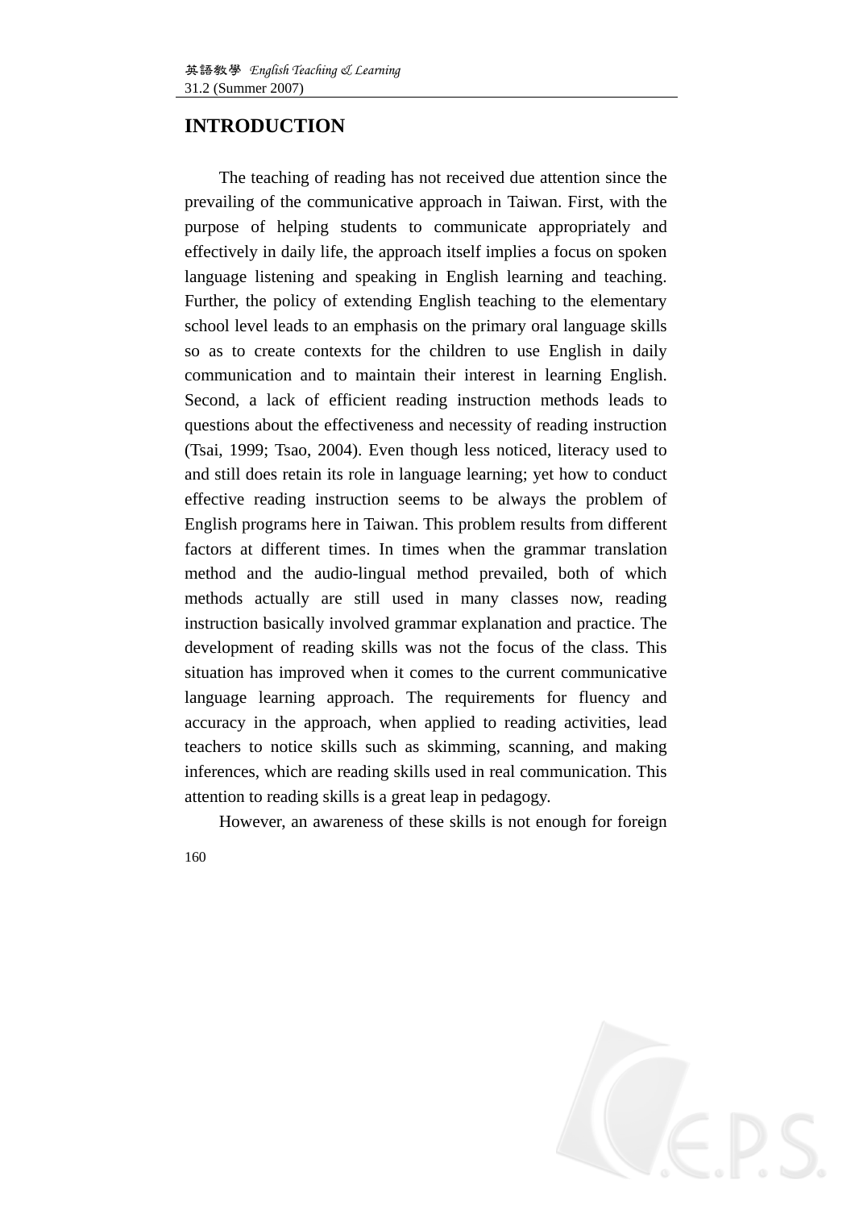## INTRODUCTION

The teaching of reading has not received due attention since the prevailing of the communicative approach in Taiwan. First, with the purpose of helping students to communicate appropriately and effectively in daily life, the approach itself implies a focus on spoken language listening and speaking in English learning and teaching. Further, the policy of extending English teaching to the elementary school level leads to an emphasis on the primary oral language skills so as to create contexts for the children to use English in daily communication and to maintain their interest in learning English. Second, a lack of efficient reading instruction methods leads to questions about the effectiveness and necessity of reading instruction (Tsai, 1999; Tsao, 2004). Even though less noticed, literacy used to and still does retain its role in language learning; yet how to conduct effective reading instruction seems to be always the problem of English programs here in Taiwan. This problem results from different factors at different times. In times when the grammar translation method and the audio-lingual method prevailed, both of which methods actually are still used in many classes now, reading instruction basically involved grammar explanation and practice. The development of reading skills was not the focus of the class. This situation has improved when it comes to the current communicative language learning approach. The requirements for fluency and accuracy in the approach, when applied to reading activities, lead teachers to notice skills such as skimming, scanning, and making inferences, which are reading skills used in real communication. This attention to reading skills is a great leap in pedagogy.

However, an awareness of these skills is not enough for foreign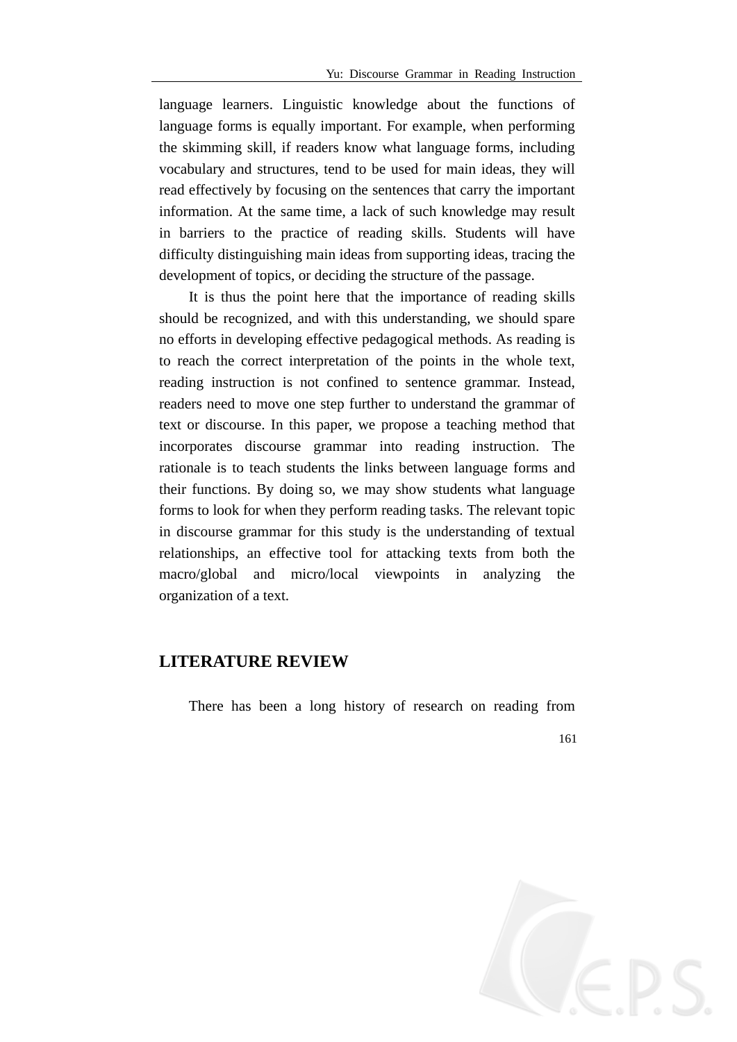language learners. Linguistic knowledge about the functions of language forms is equally important. For example, when performing the skimming skill, if readers know what language forms, including vocabulary and structures, tend to be used for main ideas, they will read effectively by focusing on the sentences that carry the important information. At the same time, a lack of such knowledge may result in barriers to the practice of reading skills. Students will have difficulty distinguishing main ideas from supporting ideas, tracing the development of topics, or deciding the structure of the passage.

It is thus the point here that the importance of reading skills should be recognized, and with this understanding, we should spare no efforts in developing effective pedagogical methods. As reading is to reach the correct interpretation of the points in the whole text, reading instruction is not confined to sentence grammar. Instead, readers need to move one step further to understand the grammar of text or discourse. In this paper, we propose a teaching method that incorporates discourse grammar into reading instruction. The rationale is to teach students the links between language forms and their functions. By doing so, we may show students what language forms to look for when they perform reading tasks. The relevant topic in discourse grammar for this study is the understanding of textual relationships, an effective tool for attacking texts from both the macro/global and micro/local viewpoints in analyzing the organization of a text.

## LITERATURE REVIEW

There has been a long history of research on reading from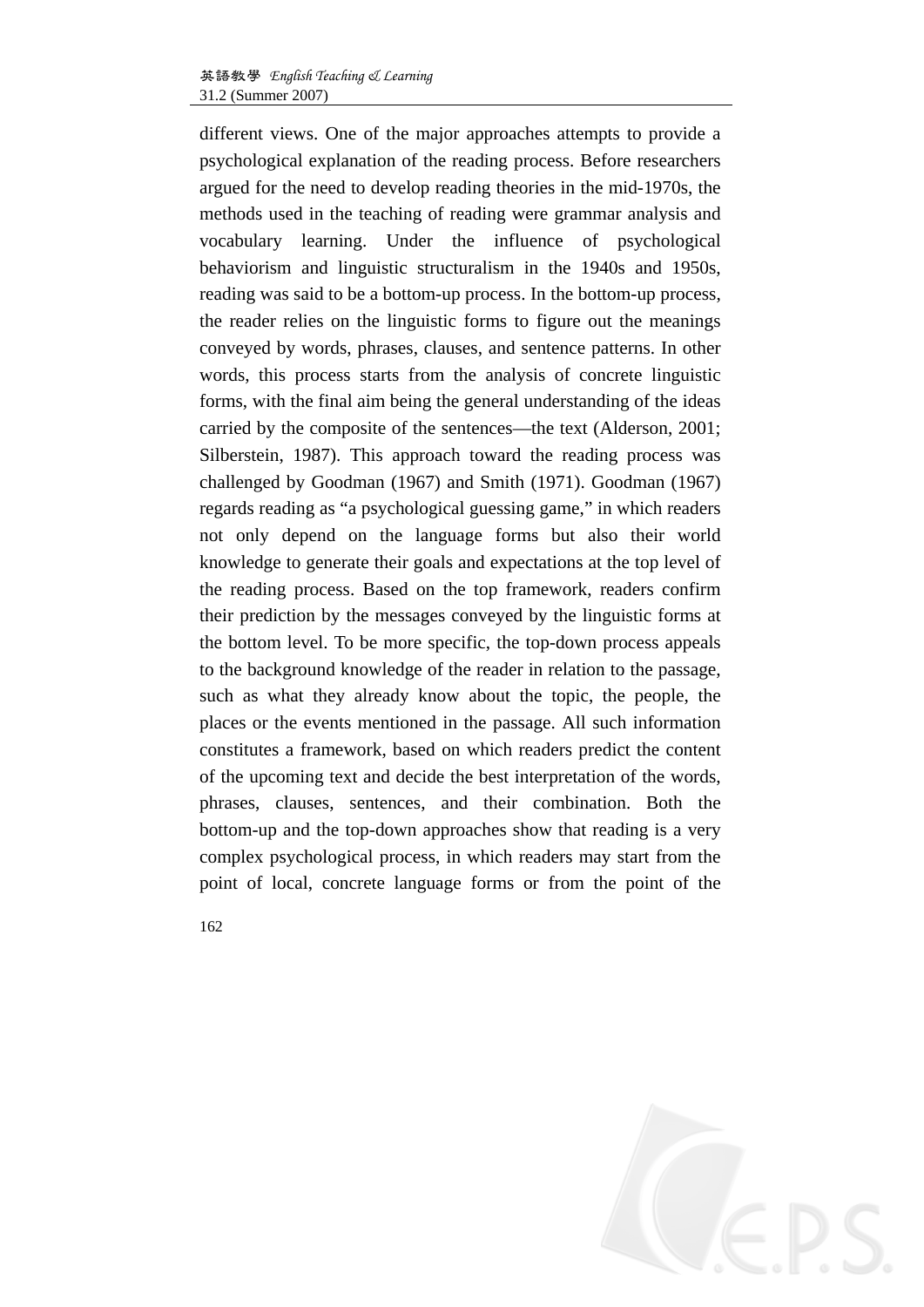different views. One of the major approaches attempts to provide a psychological explanation of the reading process. Before researchers argued for the need to develop reading theories in the mid-1970s, the methods used in the teaching of reading were grammar analysis and vocabulary learning. Under the influence of psychological behaviorism and linguistic structuralism in the 1940s and 1950s, reading was said to be a bottom-up process. In the bottom-up process, the reader relies on the linguistic forms to figure out the meanings conveyed by words, phrases, clauses, and sentence patterns. In other words, this process starts from the analysis of concrete linguistic forms, with the final aim being the general understanding of the ideas carried by the composite of the sentences—the text (Alderson, 2001; Silberstein, 1987). This approach toward the reading process was challenged by Goodman (1967) and Smith (1971). Goodman (1967) regards reading as "a psychological guessing game," in which readers not only depend on the language forms but also their world knowledge to generate their goals and expectations at the top level of the reading process. Based on the top framework, readers confirm their prediction by the messages conveyed by the linguistic forms at the bottom level. To be more specific, the top-down process appeals to the background knowledge of the reader in relation to the passage, such as what they already know about the topic, the people, the places or the events mentioned in the passage. All such information constitutes a framework, based on which readers predict the content of the upcoming text and decide the best interpretation of the words, phrases, clauses, sentences, and their combination. Both the bottom-up and the top-down approaches show that reading is a very complex psychological process, in which readers may start from the point of local, concrete language forms or from the point of the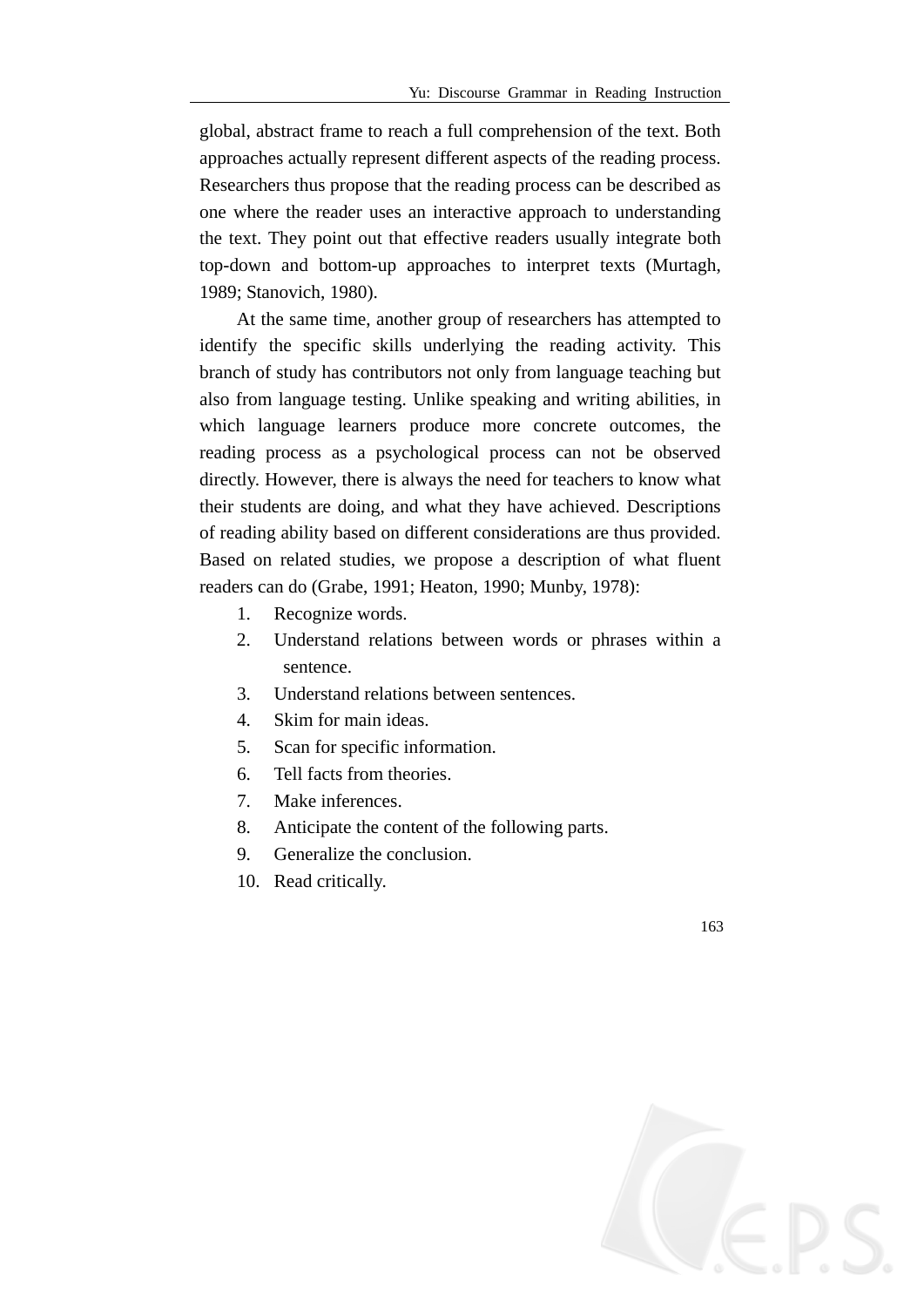global, abstract frame to reach a full comprehension of the text. Both approaches actually represent different aspects of the reading process. Researchers thus propose that the reading process can be described as one where the reader uses an interactive approach to understanding the text. They point out that effective readers usually integrate both top-down and bottom-up approaches to interpret texts (Murtagh, 1989; Stanovich, 1980).

At the same time, another group of researchers has attempted to identify the specific skills underlying the reading activity. This branch of study has contributors not only from language teaching but also from language testing. Unlike speaking and writing abilities, in which language learners produce more concrete outcomes, the reading process as a psychological process can not be observed directly. However, there is always the need for teachers to know what their students are doing, and what they have achieved. Descriptions of reading ability based on different considerations are thus provided. Based on related studies, we propose a description of what fluent readers can do (Grabe, 1991; Heaton, 1990; Munby, 1978):

1. Recognize words.
2. Understand relations between words or phrases within a sentence.
3. Understand relations between sentences.
4. Skim for main ideas.
5. Scan for specific information.
6. Tell facts from theories.
7. Make inferences.
8. Anticipate the content of the following parts.
9. Generalize the conclusion.
10. Read critically.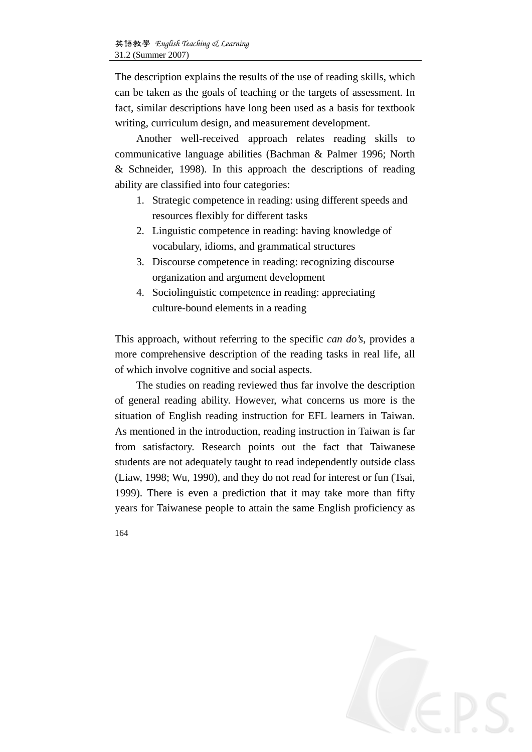The description explains the results of the use of reading skills, which can be taken as the goals of teaching or the targets of assessment. In fact, similar descriptions have long been used as a basis for textbook writing, curriculum design, and measurement development.

Another well-received approach relates reading skills to communicative language abilities (Bachman & Palmer 1996; North & Schneider, 1998). In this approach the descriptions of reading ability are classified into four categories:

1. Strategic competence in reading: using different speeds and resources flexibly for different tasks
2. Linguistic competence in reading: having knowledge of vocabulary, idioms, and grammatical structures
3. Discourse competence in reading: recognizing discourse organization and argument development
4. Sociolinguistic competence in reading: appreciating culture-bound elements in a reading

This approach, without referring to the specific *can do's*, provides a more comprehensive description of the reading tasks in real life, all of which involve cognitive and social aspects.

The studies on reading reviewed thus far involve the description of general reading ability. However, what concerns us more is the situation of English reading instruction for EFL learners in Taiwan. As mentioned in the introduction, reading instruction in Taiwan is far from satisfactory. Research points out the fact that Taiwanese students are not adequately taught to read independently outside class (Liaw, 1998; Wu, 1990), and they do not read for interest or fun (Tsai, 1999). There is even a prediction that it may take more than fifty years for Taiwanese people to attain the same English proficiency as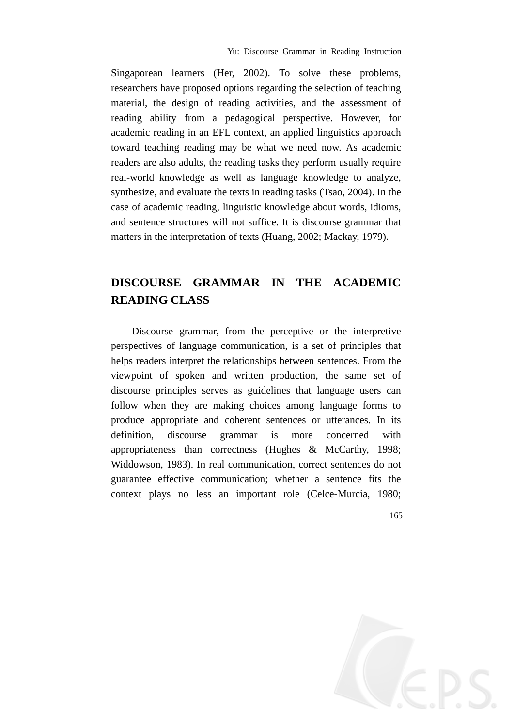Singaporean learners (Her, 2002). To solve these problems, researchers have proposed options regarding the selection of teaching material, the design of reading activities, and the assessment of reading ability from a pedagogical perspective. However, for academic reading in an EFL context, an applied linguistics approach toward teaching reading may be what we need now. As academic readers are also adults, the reading tasks they perform usually require real-world knowledge as well as language knowledge to analyze, synthesize, and evaluate the texts in reading tasks (Tsao, 2004). In the case of academic reading, linguistic knowledge about words, idioms, and sentence structures will not suffice. It is discourse grammar that matters in the interpretation of texts (Huang, 2002; Mackay, 1979).

## DISCOURSE GRAMMAR IN THE ACADEMIC READING CLASS

Discourse grammar, from the perceptive or the interpretive perspectives of language communication, is a set of principles that helps readers interpret the relationships between sentences. From the viewpoint of spoken and written production, the same set of discourse principles serves as guidelines that language users can follow when they are making choices among language forms to produce appropriate and coherent sentences or utterances. In its definition, discourse grammar is more concerned with appropriateness than correctness (Hughes & McCarthy, 1998; Widdowson, 1983). In real communication, correct sentences do not guarantee effective communication; whether a sentence fits the context plays no less an important role (Celce-Murcia, 1980;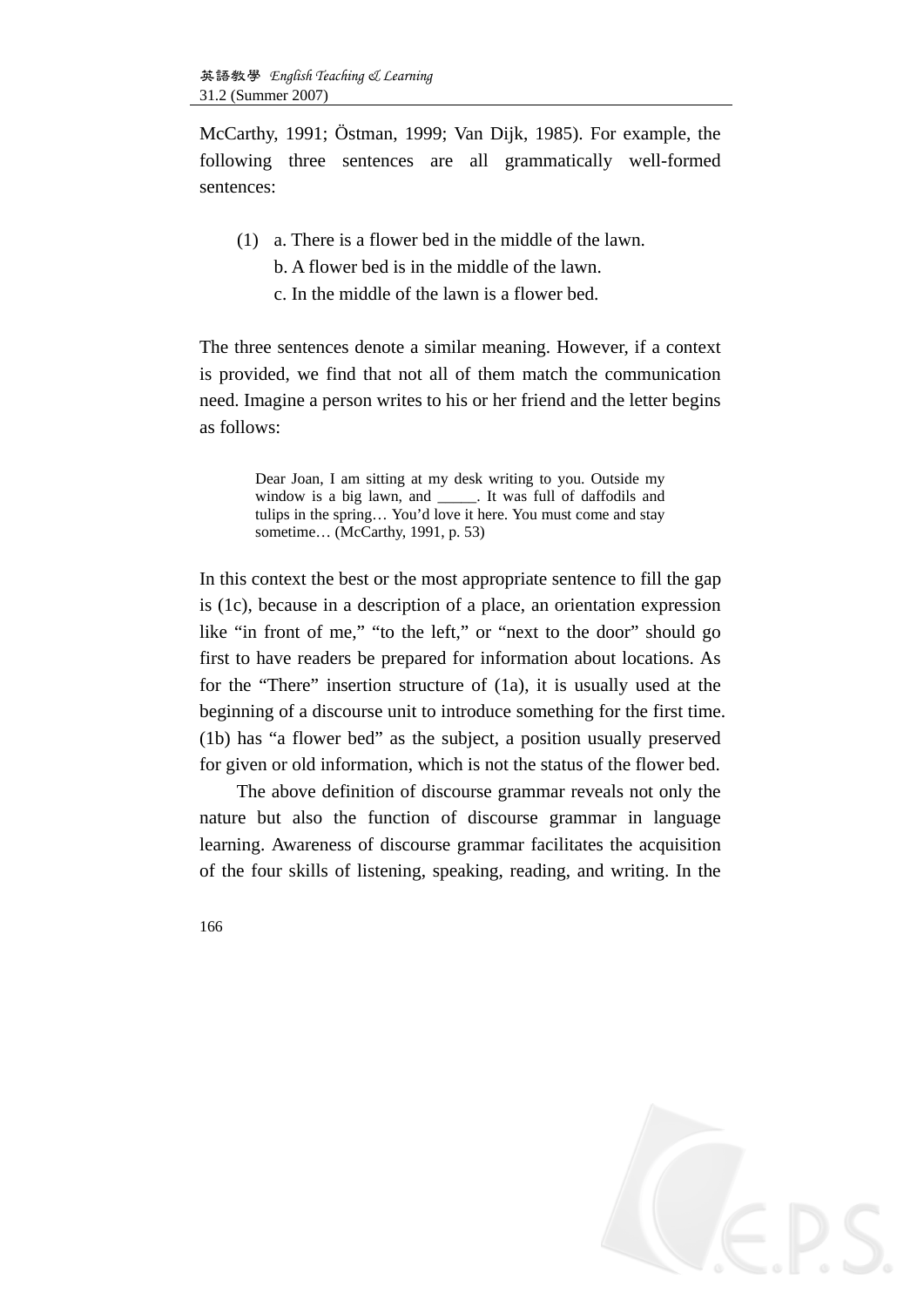McCarthy, 1991; Östman, 1999; Van Dijk, 1985). For example, the following three sentences are all grammatically well-formed sentences:

(1) a. There is a flower bed in the middle of the lawn.
    b. A flower bed is in the middle of the lawn.
    c. In the middle of the lawn is a flower bed.

The three sentences denote a similar meaning. However, if a context is provided, we find that not all of them match the communication need. Imagine a person writes to his or her friend and the letter begins as follows:

> Dear Joan, I am sitting at my desk writing to you. Outside my window is a big lawn, and _____. It was full of daffodils and tulips in the spring… You'd love it here. You must come and stay sometime… (McCarthy, 1991, p. 53)

In this context the best or the most appropriate sentence to fill the gap is (1c), because in a description of a place, an orientation expression like "in front of me," "to the left," or "next to the door" should go first to have readers be prepared for information about locations. As for the "There" insertion structure of (1a), it is usually used at the beginning of a discourse unit to introduce something for the first time. (1b) has "a flower bed" as the subject, a position usually preserved for given or old information, which is not the status of the flower bed.

The above definition of discourse grammar reveals not only the nature but also the function of discourse grammar in language learning. Awareness of discourse grammar facilitates the acquisition of the four skills of listening, speaking, reading, and writing. In the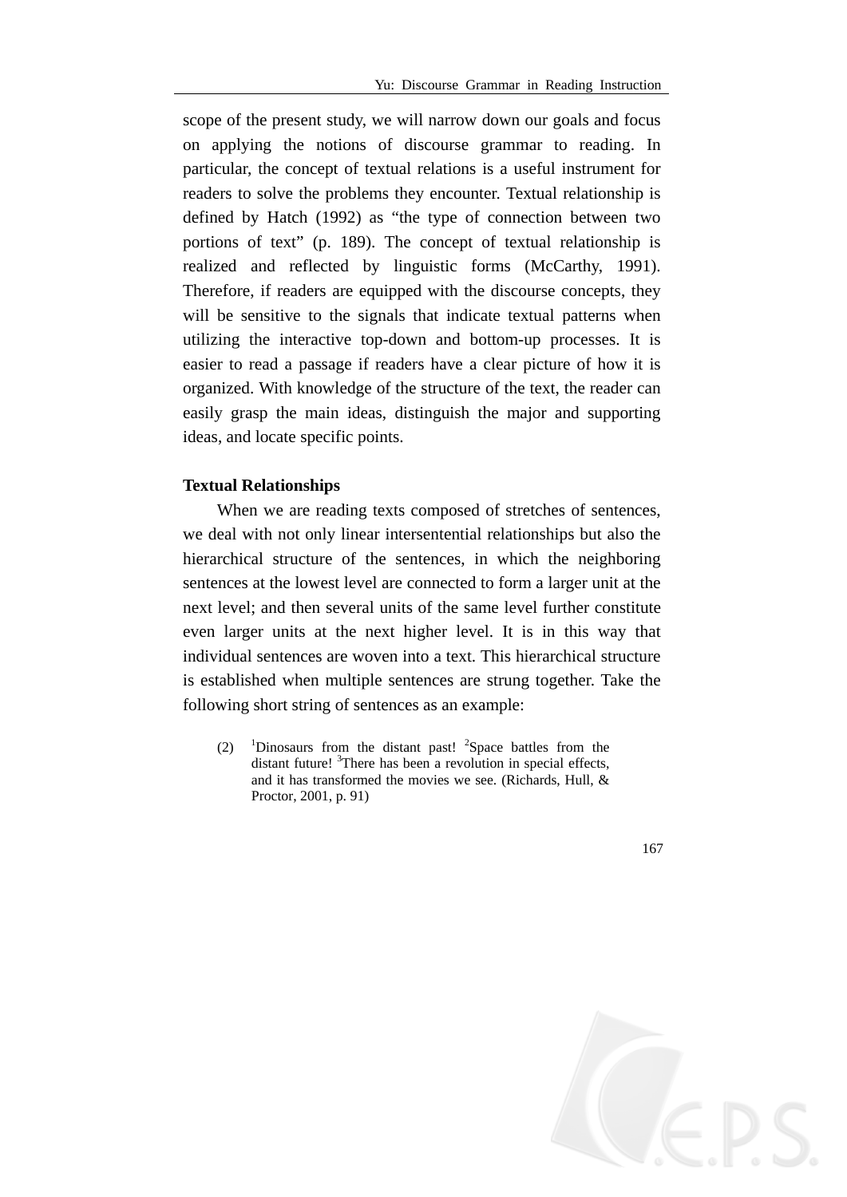scope of the present study, we will narrow down our goals and focus on applying the notions of discourse grammar to reading. In particular, the concept of textual relations is a useful instrument for readers to solve the problems they encounter. Textual relationship is defined by Hatch (1992) as "the type of connection between two portions of text" (p. 189). The concept of textual relationship is realized and reflected by linguistic forms (McCarthy, 1991). Therefore, if readers are equipped with the discourse concepts, they will be sensitive to the signals that indicate textual patterns when utilizing the interactive top-down and bottom-up processes. It is easier to read a passage if readers have a clear picture of how it is organized. With knowledge of the structure of the text, the reader can easily grasp the main ideas, distinguish the major and supporting ideas, and locate specific points.

**Textual Relationships**

When we are reading texts composed of stretches of sentences, we deal with not only linear intersentential relationships but also the hierarchical structure of the sentences, in which the neighboring sentences at the lowest level are connected to form a larger unit at the next level; and then several units of the same level further constitute even larger units at the next higher level. It is in this way that individual sentences are woven into a text. This hierarchical structure is established when multiple sentences are strung together. Take the following short string of sentences as an example:

(2) [1]Dinosaurs from the distant past! [2]Space battles from the distant future! [3]There has been a revolution in special effects, and it has transformed the movies we see. (Richards, Hull, & Proctor, 2001, p. 91)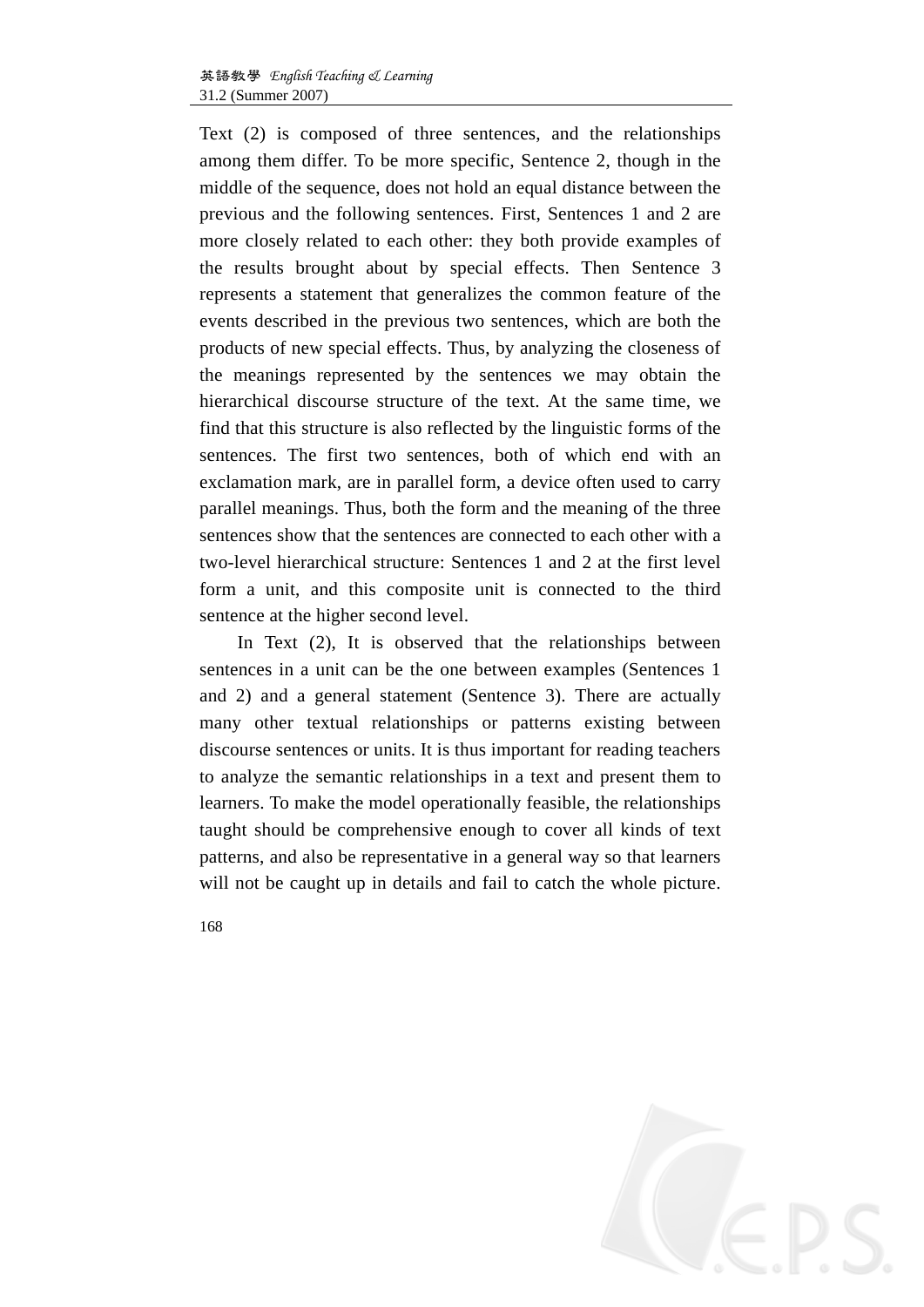Text (2) is composed of three sentences, and the relationships among them differ. To be more specific, Sentence 2, though in the middle of the sequence, does not hold an equal distance between the previous and the following sentences. First, Sentences 1 and 2 are more closely related to each other: they both provide examples of the results brought about by special effects. Then Sentence 3 represents a statement that generalizes the common feature of the events described in the previous two sentences, which are both the products of new special effects. Thus, by analyzing the closeness of the meanings represented by the sentences we may obtain the hierarchical discourse structure of the text. At the same time, we find that this structure is also reflected by the linguistic forms of the sentences. The first two sentences, both of which end with an exclamation mark, are in parallel form, a device often used to carry parallel meanings. Thus, both the form and the meaning of the three sentences show that the sentences are connected to each other with a two-level hierarchical structure: Sentences 1 and 2 at the first level form a unit, and this composite unit is connected to the third sentence at the higher second level.

In Text (2), It is observed that the relationships between sentences in a unit can be the one between examples (Sentences 1 and 2) and a general statement (Sentence 3). There are actually many other textual relationships or patterns existing between discourse sentences or units. It is thus important for reading teachers to analyze the semantic relationships in a text and present them to learners. To make the model operationally feasible, the relationships taught should be comprehensive enough to cover all kinds of text patterns, and also be representative in a general way so that learners will not be caught up in details and fail to catch the whole picture.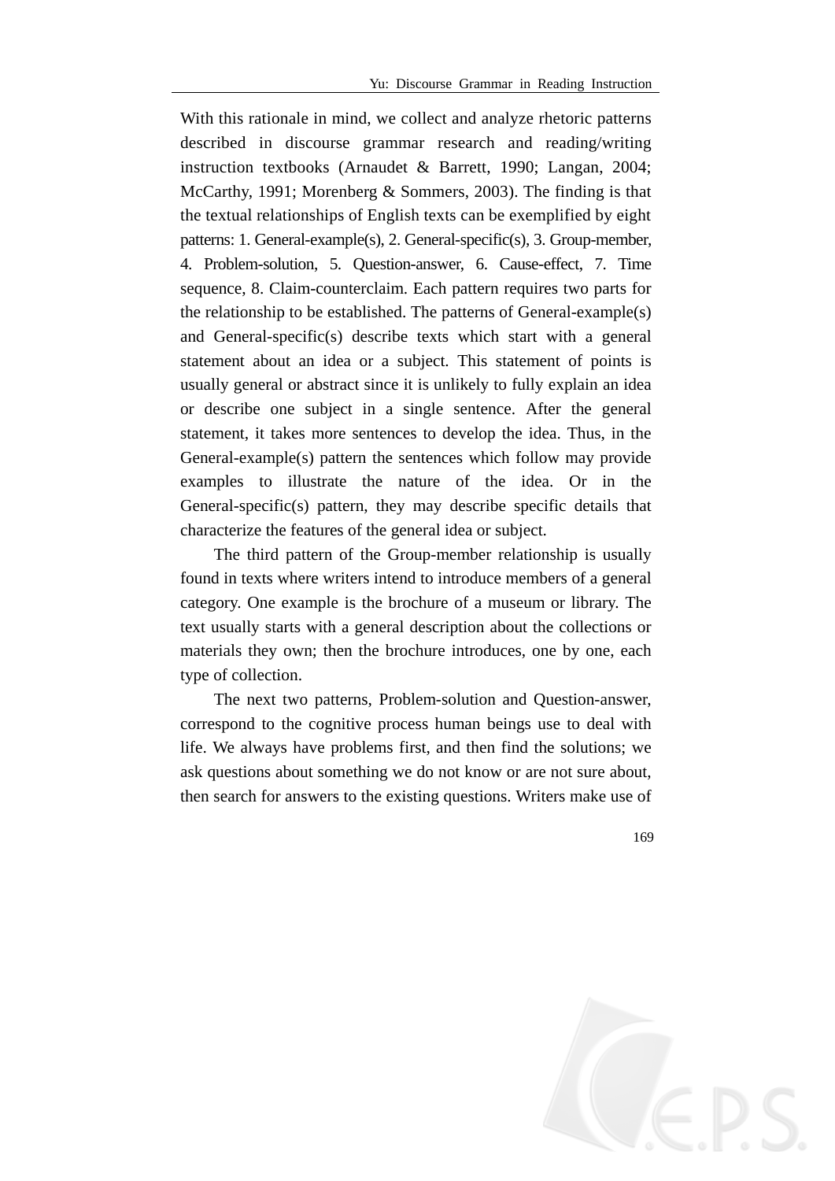With this rationale in mind, we collect and analyze rhetoric patterns described in discourse grammar research and reading/writing instruction textbooks (Arnaudet & Barrett, 1990; Langan, 2004; McCarthy, 1991; Morenberg & Sommers, 2003). The finding is that the textual relationships of English texts can be exemplified by eight patterns: 1. General-example(s), 2. General-specific(s), 3. Group-member, 4. Problem-solution, 5. Question-answer, 6. Cause-effect, 7. Time sequence, 8. Claim-counterclaim. Each pattern requires two parts for the relationship to be established. The patterns of General-example(s) and General-specific(s) describe texts which start with a general statement about an idea or a subject. This statement of points is usually general or abstract since it is unlikely to fully explain an idea or describe one subject in a single sentence. After the general statement, it takes more sentences to develop the idea. Thus, in the General-example(s) pattern the sentences which follow may provide examples to illustrate the nature of the idea. Or in the General-specific(s) pattern, they may describe specific details that characterize the features of the general idea or subject.

The third pattern of the Group-member relationship is usually found in texts where writers intend to introduce members of a general category. One example is the brochure of a museum or library. The text usually starts with a general description about the collections or materials they own; then the brochure introduces, one by one, each type of collection.

The next two patterns, Problem-solution and Question-answer, correspond to the cognitive process human beings use to deal with life. We always have problems first, and then find the solutions; we ask questions about something we do not know or are not sure about, then search for answers to the existing questions. Writers make use of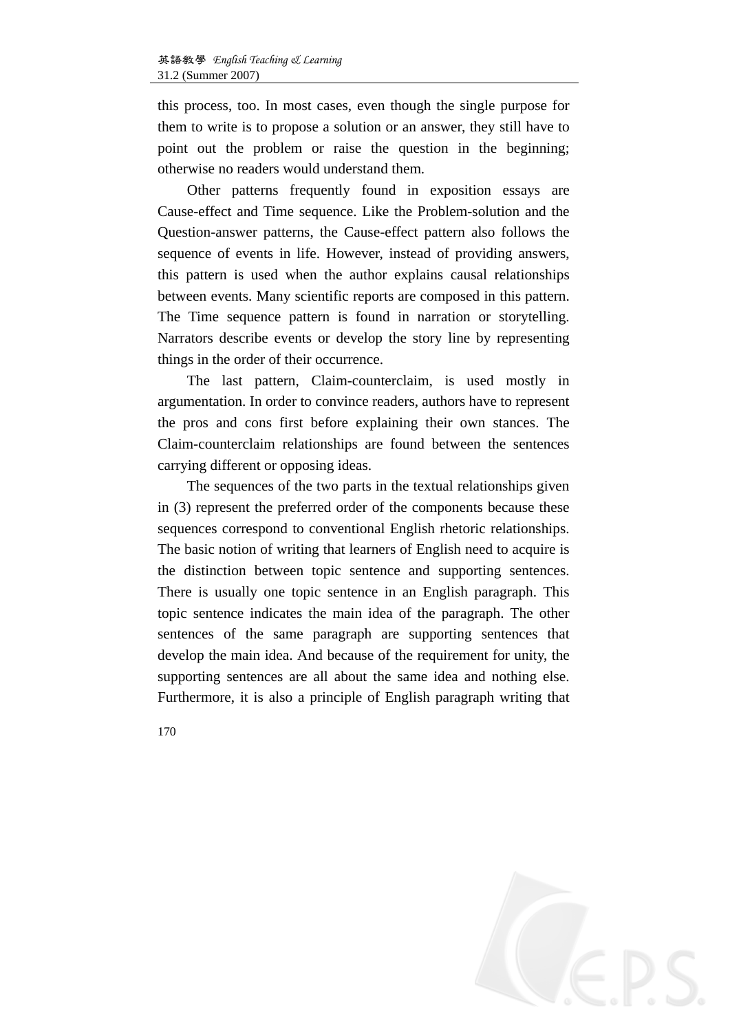this process, too. In most cases, even though the single purpose for them to write is to propose a solution or an answer, they still have to point out the problem or raise the question in the beginning; otherwise no readers would understand them.

Other patterns frequently found in exposition essays are Cause-effect and Time sequence. Like the Problem-solution and the Question-answer patterns, the Cause-effect pattern also follows the sequence of events in life. However, instead of providing answers, this pattern is used when the author explains causal relationships between events. Many scientific reports are composed in this pattern. The Time sequence pattern is found in narration or storytelling. Narrators describe events or develop the story line by representing things in the order of their occurrence.

The last pattern, Claim-counterclaim, is used mostly in argumentation. In order to convince readers, authors have to represent the pros and cons first before explaining their own stances. The Claim-counterclaim relationships are found between the sentences carrying different or opposing ideas.

The sequences of the two parts in the textual relationships given in (3) represent the preferred order of the components because these sequences correspond to conventional English rhetoric relationships. The basic notion of writing that learners of English need to acquire is the distinction between topic sentence and supporting sentences. There is usually one topic sentence in an English paragraph. This topic sentence indicates the main idea of the paragraph. The other sentences of the same paragraph are supporting sentences that develop the main idea. And because of the requirement for unity, the supporting sentences are all about the same idea and nothing else. Furthermore, it is also a principle of English paragraph writing that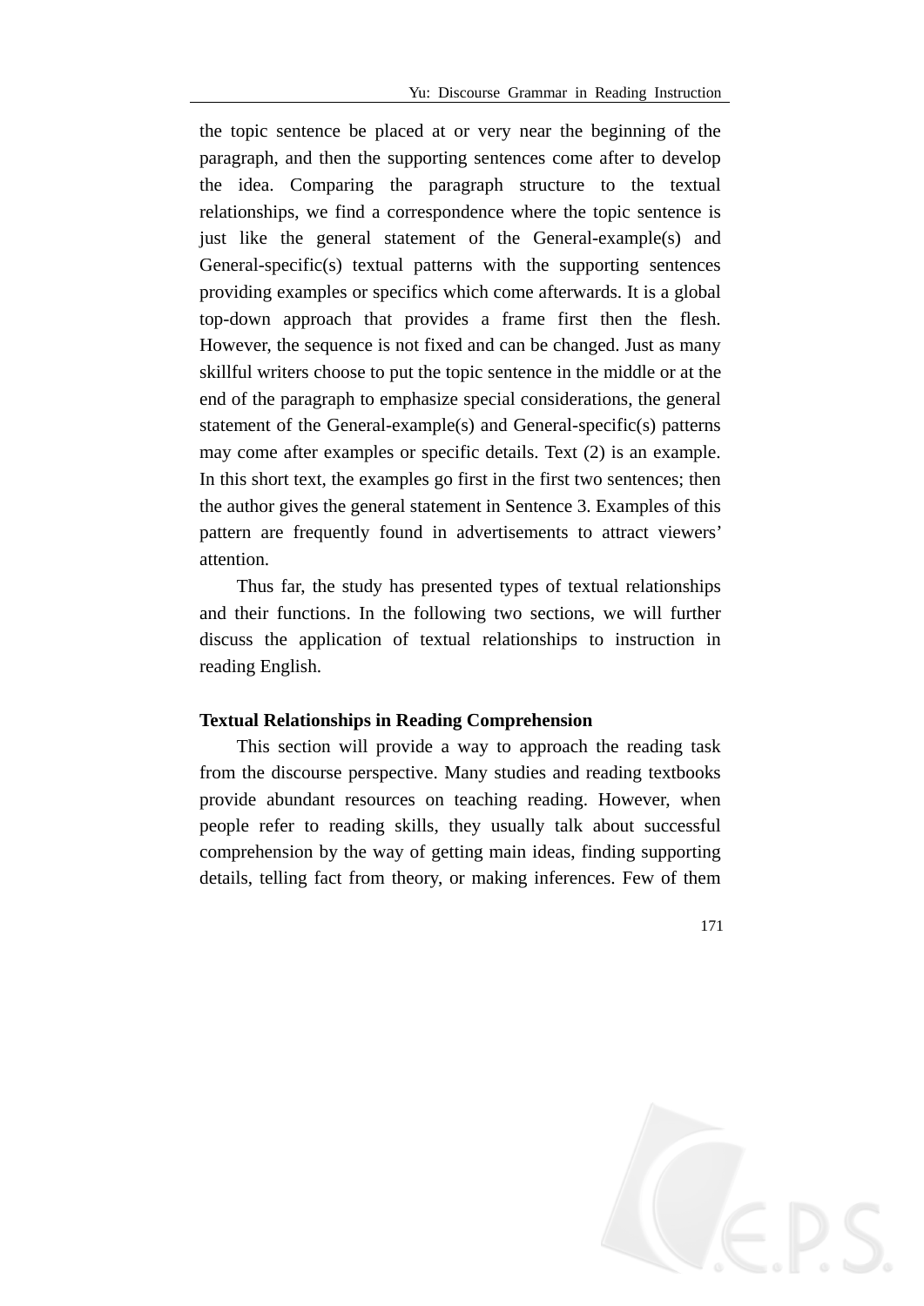the topic sentence be placed at or very near the beginning of the paragraph, and then the supporting sentences come after to develop the idea. Comparing the paragraph structure to the textual relationships, we find a correspondence where the topic sentence is just like the general statement of the General-example(s) and General-specific(s) textual patterns with the supporting sentences providing examples or specifics which come afterwards. It is a global top-down approach that provides a frame first then the flesh. However, the sequence is not fixed and can be changed. Just as many skillful writers choose to put the topic sentence in the middle or at the end of the paragraph to emphasize special considerations, the general statement of the General-example(s) and General-specific(s) patterns may come after examples or specific details. Text (2) is an example. In this short text, the examples go first in the first two sentences; then the author gives the general statement in Sentence 3. Examples of this pattern are frequently found in advertisements to attract viewers' attention.

Thus far, the study has presented types of textual relationships and their functions. In the following two sections, we will further discuss the application of textual relationships to instruction in reading English.

**Textual Relationships in Reading Comprehension**

This section will provide a way to approach the reading task from the discourse perspective. Many studies and reading textbooks provide abundant resources on teaching reading. However, when people refer to reading skills, they usually talk about successful comprehension by the way of getting main ideas, finding supporting details, telling fact from theory, or making inferences. Few of them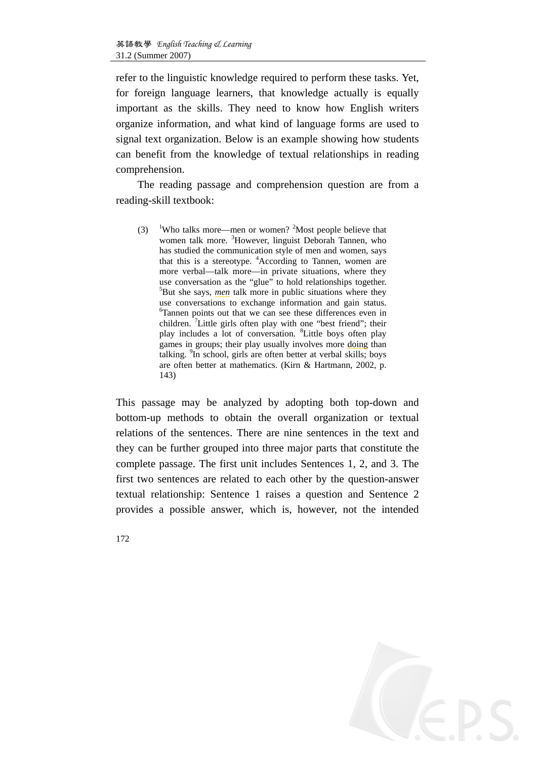refer to the linguistic knowledge required to perform these tasks. Yet, for foreign language learners, that knowledge actually is equally important as the skills. They need to know how English writers organize information, and what kind of language forms are used to signal text organization. Below is an example showing how students can benefit from the knowledge of textual relationships in reading comprehension.

The reading passage and comprehension question are from a reading-skill textbook:

> (3) [1]Who talks more—men or women? [2]Most people believe that women talk more. [3]However, linguist Deborah Tannen, who has studied the communication style of men and women, says that this is a stereotype. [4]According to Tannen, women are more verbal—talk more—in private situations, where they use conversation as the "glue" to hold relationships together. [5]But she says, *men* talk more in public situations where they use conversations to exchange information and gain status. [6]Tannen points out that we can see these differences even in children. [7]Little girls often play with one "best friend"; their play includes a lot of conversation. [8]Little boys often play games in groups; their play usually involves more doing than talking. [9]In school, girls are often better at verbal skills; boys are often better at mathematics. (Kirn & Hartmann, 2002, p. 143)

This passage may be analyzed by adopting both top-down and bottom-up methods to obtain the overall organization or textual relations of the sentences. There are nine sentences in the text and they can be further grouped into three major parts that constitute the complete passage. The first unit includes Sentences 1, 2, and 3. The first two sentences are related to each other by the question-answer textual relationship: Sentence 1 raises a question and Sentence 2 provides a possible answer, which is, however, not the intended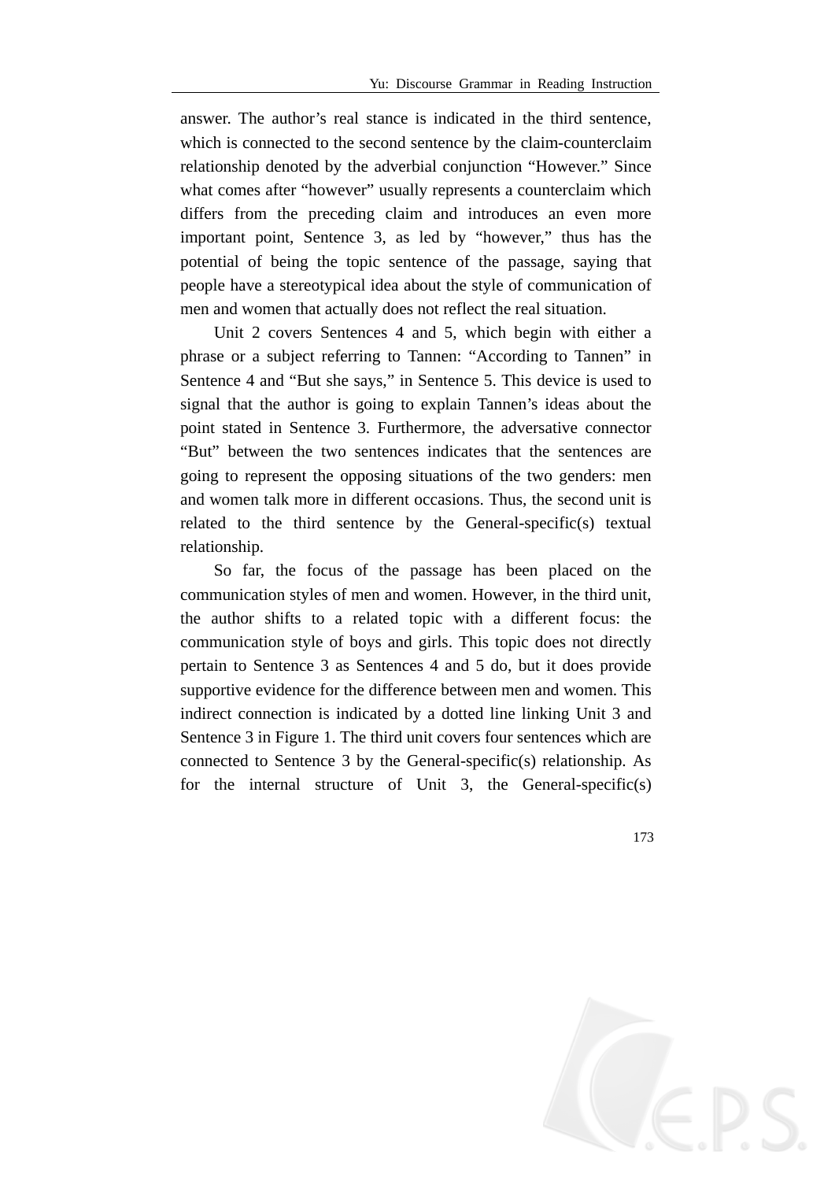answer. The author’s real stance is indicated in the third sentence, which is connected to the second sentence by the claim-counterclaim relationship denoted by the adverbial conjunction “However.” Since what comes after “however” usually represents a counterclaim which differs from the preceding claim and introduces an even more important point, Sentence 3, as led by “however,” thus has the potential of being the topic sentence of the passage, saying that people have a stereotypical idea about the style of communication of men and women that actually does not reflect the real situation.

Unit 2 covers Sentences 4 and 5, which begin with either a phrase or a subject referring to Tannen: “According to Tannen” in Sentence 4 and “But she says,” in Sentence 5. This device is used to signal that the author is going to explain Tannen’s ideas about the point stated in Sentence 3. Furthermore, the adversative connector “But” between the two sentences indicates that the sentences are going to represent the opposing situations of the two genders: men and women talk more in different occasions. Thus, the second unit is related to the third sentence by the General-specific(s) textual relationship.

So far, the focus of the passage has been placed on the communication styles of men and women. However, in the third unit, the author shifts to a related topic with a different focus: the communication style of boys and girls. This topic does not directly pertain to Sentence 3 as Sentences 4 and 5 do, but it does provide supportive evidence for the difference between men and women. This indirect connection is indicated by a dotted line linking Unit 3 and Sentence 3 in Figure 1. The third unit covers four sentences which are connected to Sentence 3 by the General-specific(s) relationship. As for the internal structure of Unit 3, the General-specific(s)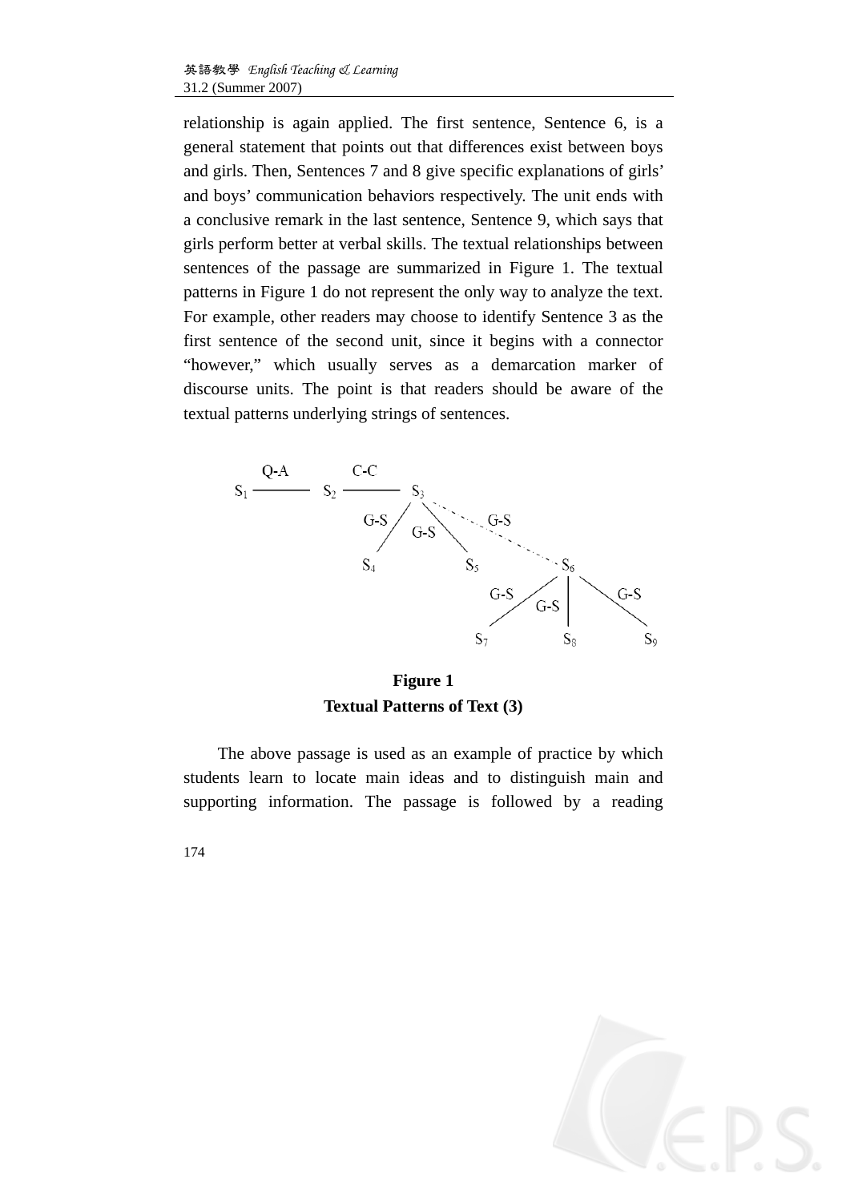relationship is again applied. The first sentence, Sentence 6, is a general statement that points out that differences exist between boys and girls. Then, Sentences 7 and 8 give specific explanations of girls' and boys' communication behaviors respectively. The unit ends with a conclusive remark in the last sentence, Sentence 9, which says that girls perform better at verbal skills. The textual relationships between sentences of the passage are summarized in Figure 1. The textual patterns in Figure 1 do not represent the only way to analyze the text. For example, other readers may choose to identify Sentence 3 as the first sentence of the second unit, since it begins with a connector "however," which usually serves as a demarcation marker of discourse units. The point is that readers should be aware of the textual patterns underlying strings of sentences.

```
       Q-A          C-C
S1 ---------- S2 ---------- S3
                          /  |  \ .
                     G-S / G-S\   \ . G-S
                        /      \     .
                      S4        S5     S6
                                     /  |  \
                                G-S / G-S|   \ G-S
                                   /     |    \
                                 S7      S8     S9
```

**Figure 1**
**Textual Patterns of Text (3)**

The above passage is used as an example of practice by which students learn to locate main ideas and to distinguish main and supporting information. The passage is followed by a reading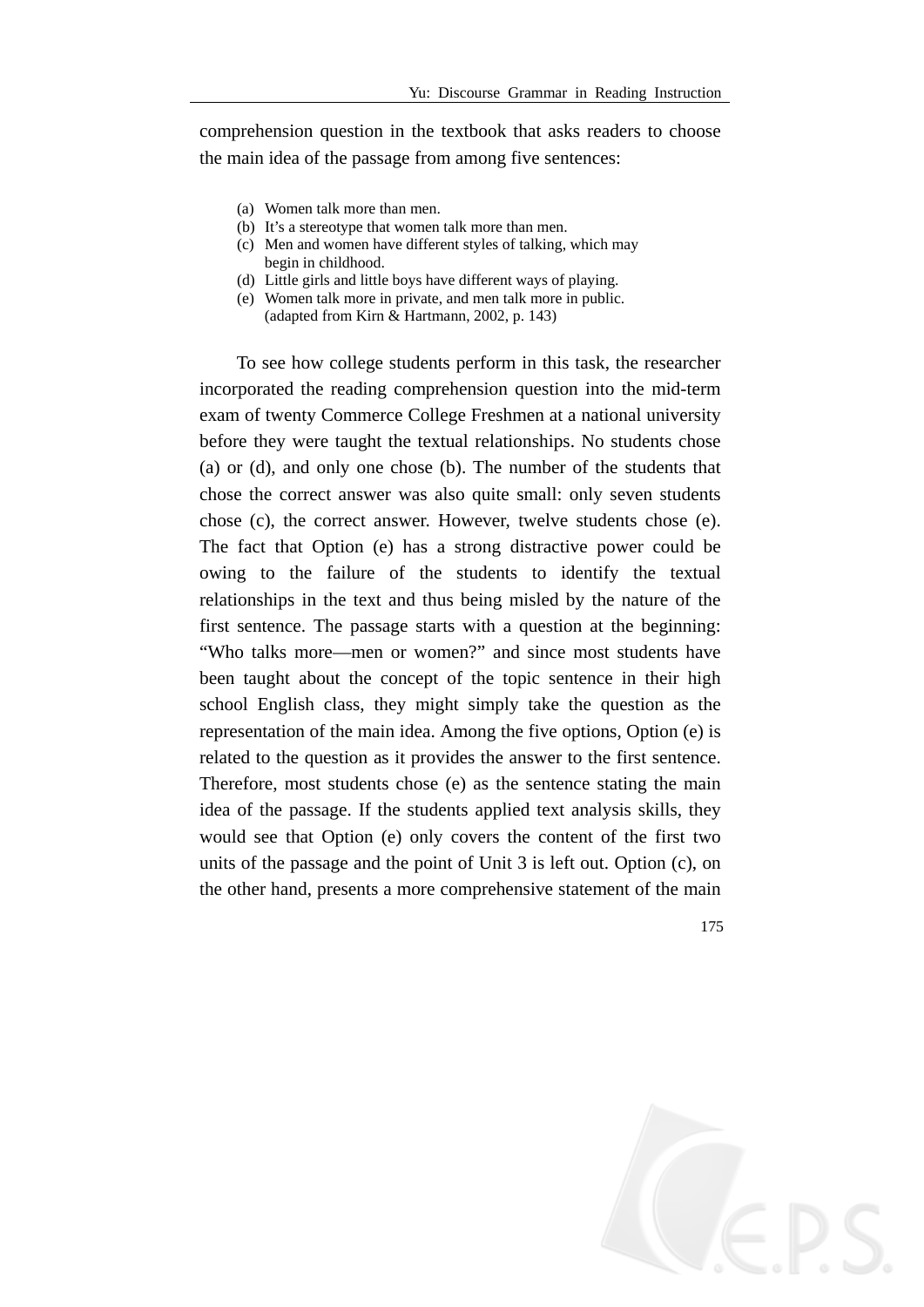comprehension question in the textbook that asks readers to choose the main idea of the passage from among five sentences:

(a) Women talk more than men.
(b) It's a stereotype that women talk more than men.
(c) Men and women have different styles of talking, which may begin in childhood.
(d) Little girls and little boys have different ways of playing.
(e) Women talk more in private, and men talk more in public.
(adapted from Kirn & Hartmann, 2002, p. 143)

To see how college students perform in this task, the researcher incorporated the reading comprehension question into the mid-term exam of twenty Commerce College Freshmen at a national university before they were taught the textual relationships. No students chose (a) or (d), and only one chose (b). The number of the students that chose the correct answer was also quite small: only seven students chose (c), the correct answer. However, twelve students chose (e). The fact that Option (e) has a strong distractive power could be owing to the failure of the students to identify the textual relationships in the text and thus being misled by the nature of the first sentence. The passage starts with a question at the beginning: "Who talks more—men or women?" and since most students have been taught about the concept of the topic sentence in their high school English class, they might simply take the question as the representation of the main idea. Among the five options, Option (e) is related to the question as it provides the answer to the first sentence. Therefore, most students chose (e) as the sentence stating the main idea of the passage. If the students applied text analysis skills, they would see that Option (e) only covers the content of the first two units of the passage and the point of Unit 3 is left out. Option (c), on the other hand, presents a more comprehensive statement of the main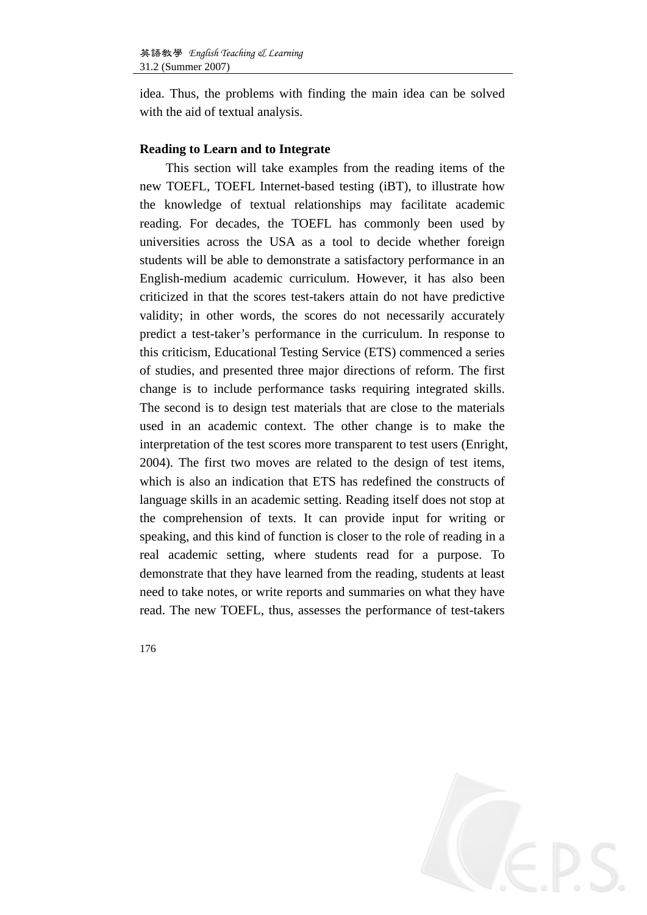idea. Thus, the problems with finding the main idea can be solved with the aid of textual analysis.

**Reading to Learn and to Integrate**

This section will take examples from the reading items of the new TOEFL, TOEFL Internet-based testing (iBT), to illustrate how the knowledge of textual relationships may facilitate academic reading. For decades, the TOEFL has commonly been used by universities across the USA as a tool to decide whether foreign students will be able to demonstrate a satisfactory performance in an English-medium academic curriculum. However, it has also been criticized in that the scores test-takers attain do not have predictive validity; in other words, the scores do not necessarily accurately predict a test-taker's performance in the curriculum. In response to this criticism, Educational Testing Service (ETS) commenced a series of studies, and presented three major directions of reform. The first change is to include performance tasks requiring integrated skills. The second is to design test materials that are close to the materials used in an academic context. The other change is to make the interpretation of the test scores more transparent to test users (Enright, 2004). The first two moves are related to the design of test items, which is also an indication that ETS has redefined the constructs of language skills in an academic setting. Reading itself does not stop at the comprehension of texts. It can provide input for writing or speaking, and this kind of function is closer to the role of reading in a real academic setting, where students read for a purpose. To demonstrate that they have learned from the reading, students at least need to take notes, or write reports and summaries on what they have read. The new TOEFL, thus, assesses the performance of test-takers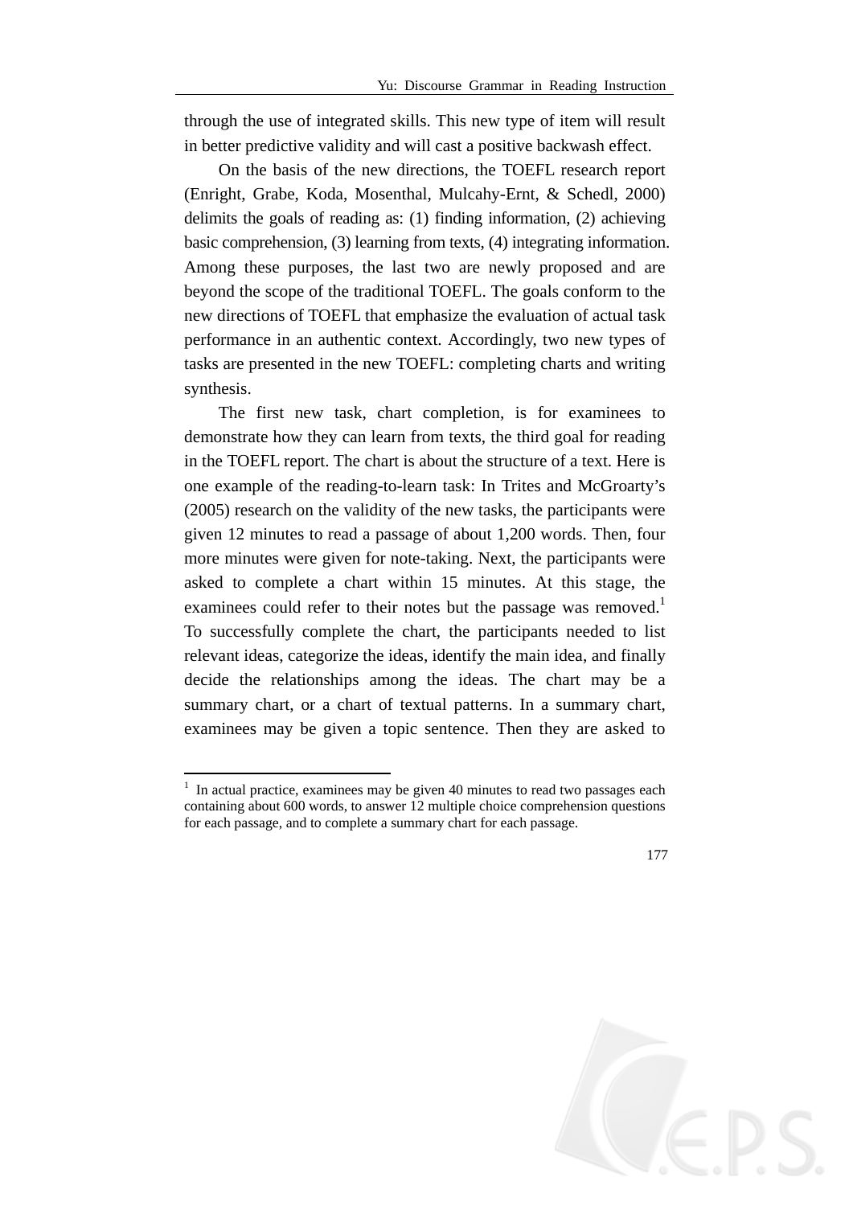through the use of integrated skills. This new type of item will result in better predictive validity and will cast a positive backwash effect.

On the basis of the new directions, the TOEFL research report (Enright, Grabe, Koda, Mosenthal, Mulcahy-Ernt, & Schedl, 2000) delimits the goals of reading as: (1) finding information, (2) achieving basic comprehension, (3) learning from texts, (4) integrating information. Among these purposes, the last two are newly proposed and are beyond the scope of the traditional TOEFL. The goals conform to the new directions of TOEFL that emphasize the evaluation of actual task performance in an authentic context. Accordingly, two new types of tasks are presented in the new TOEFL: completing charts and writing synthesis.

The first new task, chart completion, is for examinees to demonstrate how they can learn from texts, the third goal for reading in the TOEFL report. The chart is about the structure of a text. Here is one example of the reading-to-learn task: In Trites and McGroarty's (2005) research on the validity of the new tasks, the participants were given 12 minutes to read a passage of about 1,200 words. Then, four more minutes were given for note-taking. Next, the participants were asked to complete a chart within 15 minutes. At this stage, the examinees could refer to their notes but the passage was removed.[1] To successfully complete the chart, the participants needed to list relevant ideas, categorize the ideas, identify the main idea, and finally decide the relationships among the ideas. The chart may be a summary chart, or a chart of textual patterns. In a summary chart, examinees may be given a topic sentence. Then they are asked to

---

[1] In actual practice, examinees may be given 40 minutes to read two passages each containing about 600 words, to answer 12 multiple choice comprehension questions for each passage, and to complete a summary chart for each passage.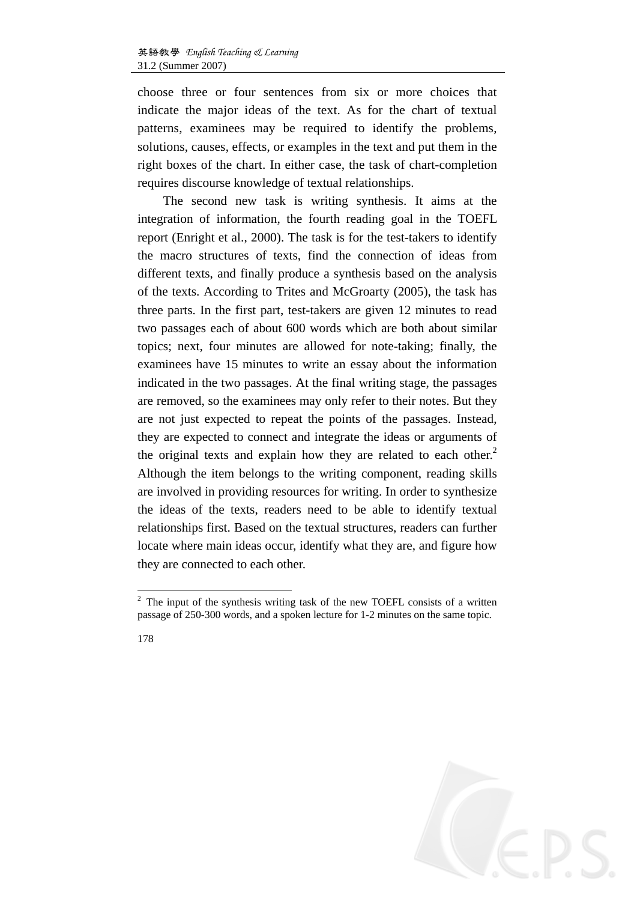choose three or four sentences from six or more choices that indicate the major ideas of the text. As for the chart of textual patterns, examinees may be required to identify the problems, solutions, causes, effects, or examples in the text and put them in the right boxes of the chart. In either case, the task of chart-completion requires discourse knowledge of textual relationships.

The second new task is writing synthesis. It aims at the integration of information, the fourth reading goal in the TOEFL report (Enright et al., 2000). The task is for the test-takers to identify the macro structures of texts, find the connection of ideas from different texts, and finally produce a synthesis based on the analysis of the texts. According to Trites and McGroarty (2005), the task has three parts. In the first part, test-takers are given 12 minutes to read two passages each of about 600 words which are both about similar topics; next, four minutes are allowed for note-taking; finally, the examinees have 15 minutes to write an essay about the information indicated in the two passages. At the final writing stage, the passages are removed, so the examinees may only refer to their notes. But they are not just expected to repeat the points of the passages. Instead, they are expected to connect and integrate the ideas or arguments of the original texts and explain how they are related to each other.[2] Although the item belongs to the writing component, reading skills are involved in providing resources for writing. In order to synthesize the ideas of the texts, readers need to be able to identify textual relationships first. Based on the textual structures, readers can further locate where main ideas occur, identify what they are, and figure how they are connected to each other.

---

[2] The input of the synthesis writing task of the new TOEFL consists of a written passage of 250-300 words, and a spoken lecture for 1-2 minutes on the same topic.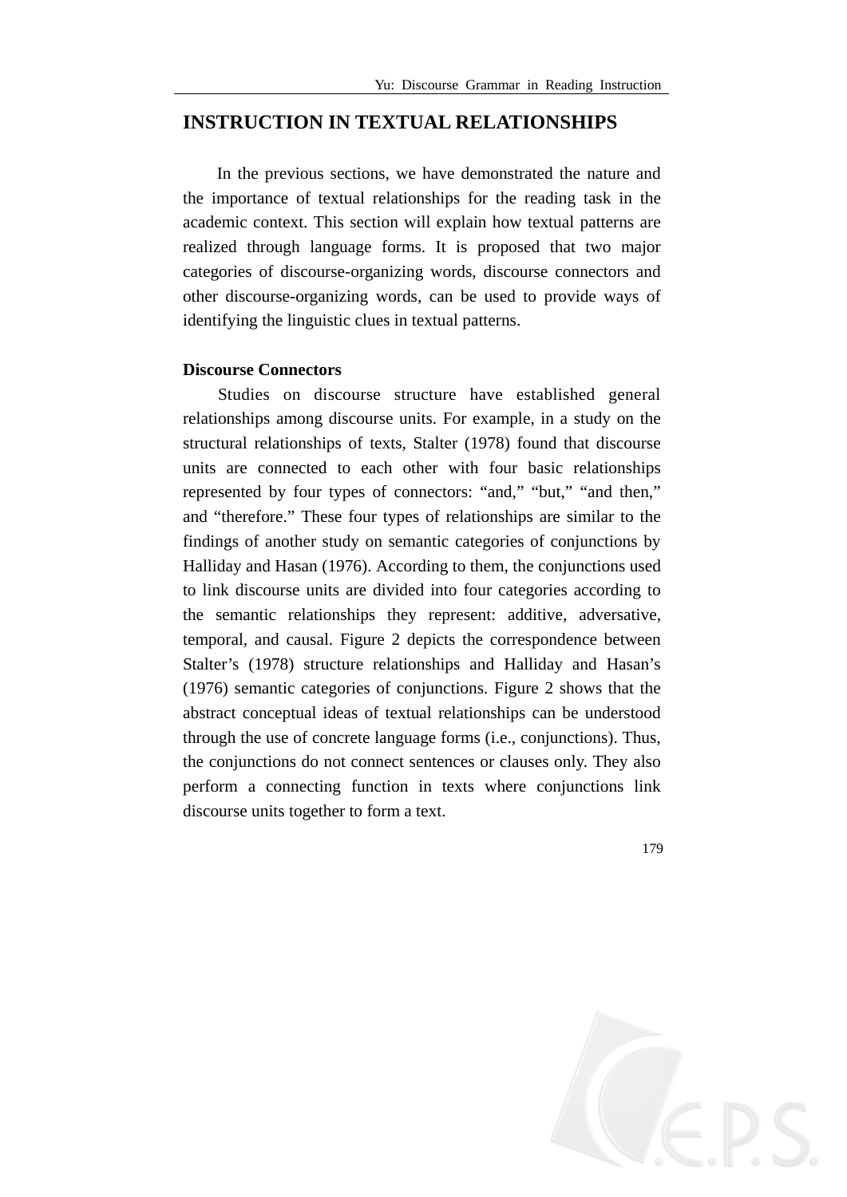## INSTRUCTION IN TEXTUAL RELATIONSHIPS

In the previous sections, we have demonstrated the nature and the importance of textual relationships for the reading task in the academic context. This section will explain how textual patterns are realized through language forms. It is proposed that two major categories of discourse-organizing words, discourse connectors and other discourse-organizing words, can be used to provide ways of identifying the linguistic clues in textual patterns.

**Discourse Connectors**

Studies on discourse structure have established general relationships among discourse units. For example, in a study on the structural relationships of texts, Stalter (1978) found that discourse units are connected to each other with four basic relationships represented by four types of connectors: "and," "but," "and then," and "therefore." These four types of relationships are similar to the findings of another study on semantic categories of conjunctions by Halliday and Hasan (1976). According to them, the conjunctions used to link discourse units are divided into four categories according to the semantic relationships they represent: additive, adversative, temporal, and causal. Figure 2 depicts the correspondence between Stalter's (1978) structure relationships and Halliday and Hasan's (1976) semantic categories of conjunctions. Figure 2 shows that the abstract conceptual ideas of textual relationships can be understood through the use of concrete language forms (i.e., conjunctions). Thus, the conjunctions do not connect sentences or clauses only. They also perform a connecting function in texts where conjunctions link discourse units together to form a text.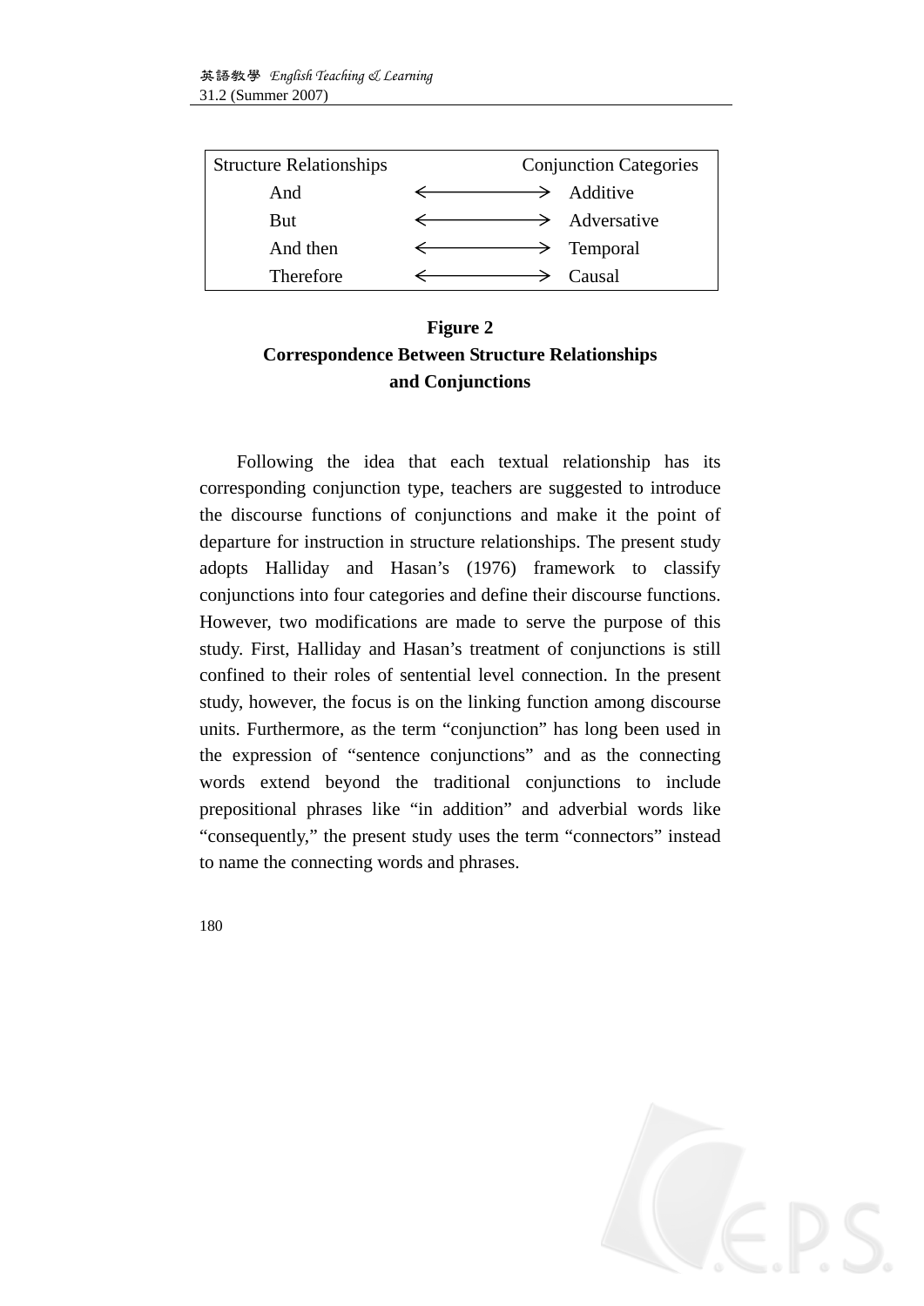| Structure Relationships | | Conjunction Categories |
|---|---|---|
| And | ⟷ | Additive |
| But | ⟷ | Adversative |
| And then | ⟷ | Temporal |
| Therefore | ⟷ | Causal |

**Figure 2**
**Correspondence Between Structure Relationships and Conjunctions**

Following the idea that each textual relationship has its corresponding conjunction type, teachers are suggested to introduce the discourse functions of conjunctions and make it the point of departure for instruction in structure relationships. The present study adopts Halliday and Hasan's (1976) framework to classify conjunctions into four categories and define their discourse functions. However, two modifications are made to serve the purpose of this study. First, Halliday and Hasan's treatment of conjunctions is still confined to their roles of sentential level connection. In the present study, however, the focus is on the linking function among discourse units. Furthermore, as the term "conjunction" has long been used in the expression of "sentence conjunctions" and as the connecting words extend beyond the traditional conjunctions to include prepositional phrases like "in addition" and adverbial words like "consequently," the present study uses the term "connectors" instead to name the connecting words and phrases.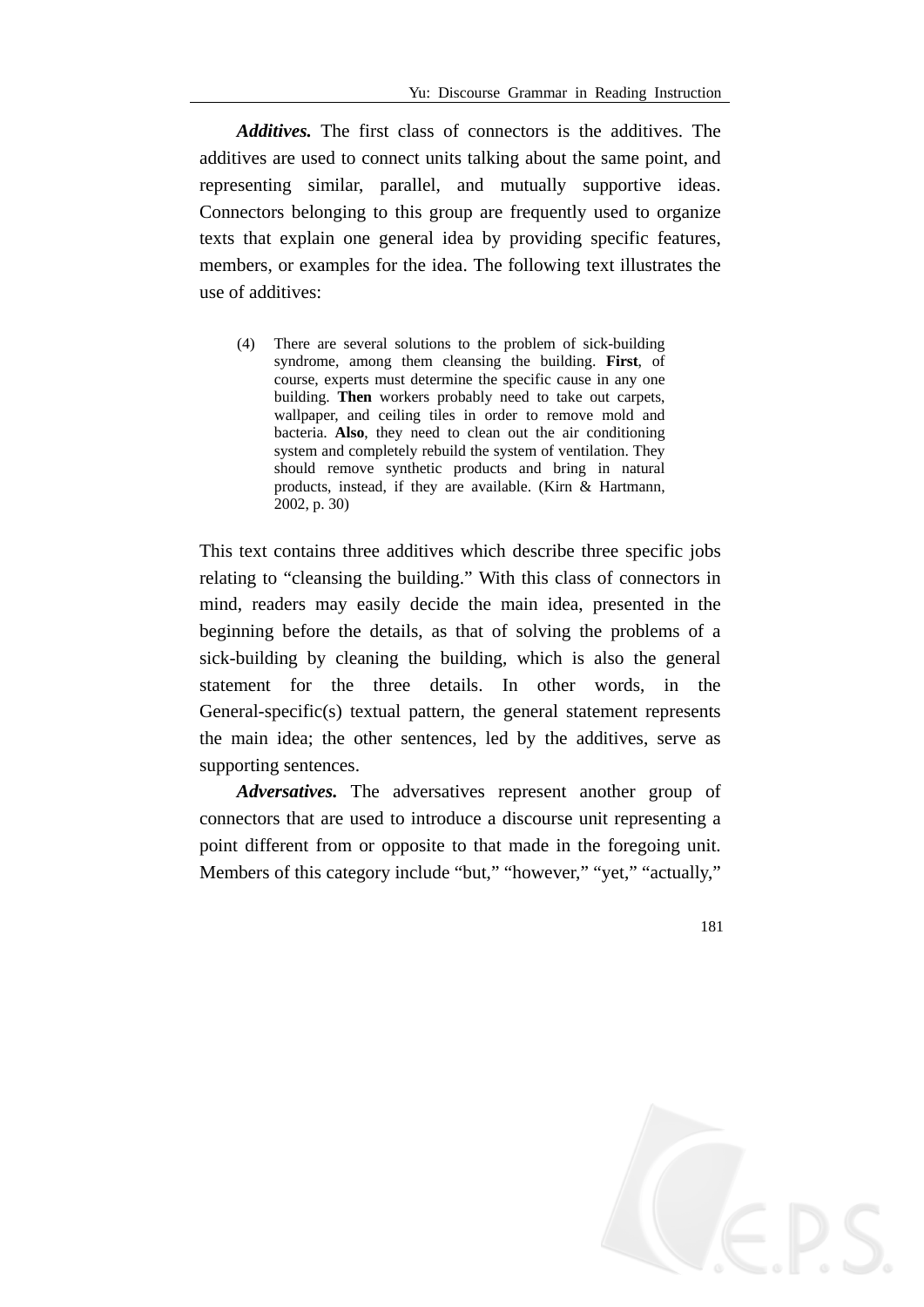***Additives.*** The first class of connectors is the additives. The additives are used to connect units talking about the same point, and representing similar, parallel, and mutually supportive ideas. Connectors belonging to this group are frequently used to organize texts that explain one general idea by providing specific features, members, or examples for the idea. The following text illustrates the use of additives:

> (4) There are several solutions to the problem of sick-building syndrome, among them cleansing the building. **First**, of course, experts must determine the specific cause in any one building. **Then** workers probably need to take out carpets, wallpaper, and ceiling tiles in order to remove mold and bacteria. **Also**, they need to clean out the air conditioning system and completely rebuild the system of ventilation. They should remove synthetic products and bring in natural products, instead, if they are available. (Kirn & Hartmann, 2002, p. 30)

This text contains three additives which describe three specific jobs relating to "cleansing the building." With this class of connectors in mind, readers may easily decide the main idea, presented in the beginning before the details, as that of solving the problems of a sick-building by cleaning the building, which is also the general statement for the three details. In other words, in the General-specific(s) textual pattern, the general statement represents the main idea; the other sentences, led by the additives, serve as supporting sentences.

***Adversatives.*** The adversatives represent another group of connectors that are used to introduce a discourse unit representing a point different from or opposite to that made in the foregoing unit. Members of this category include "but," "however," "yet," "actually,"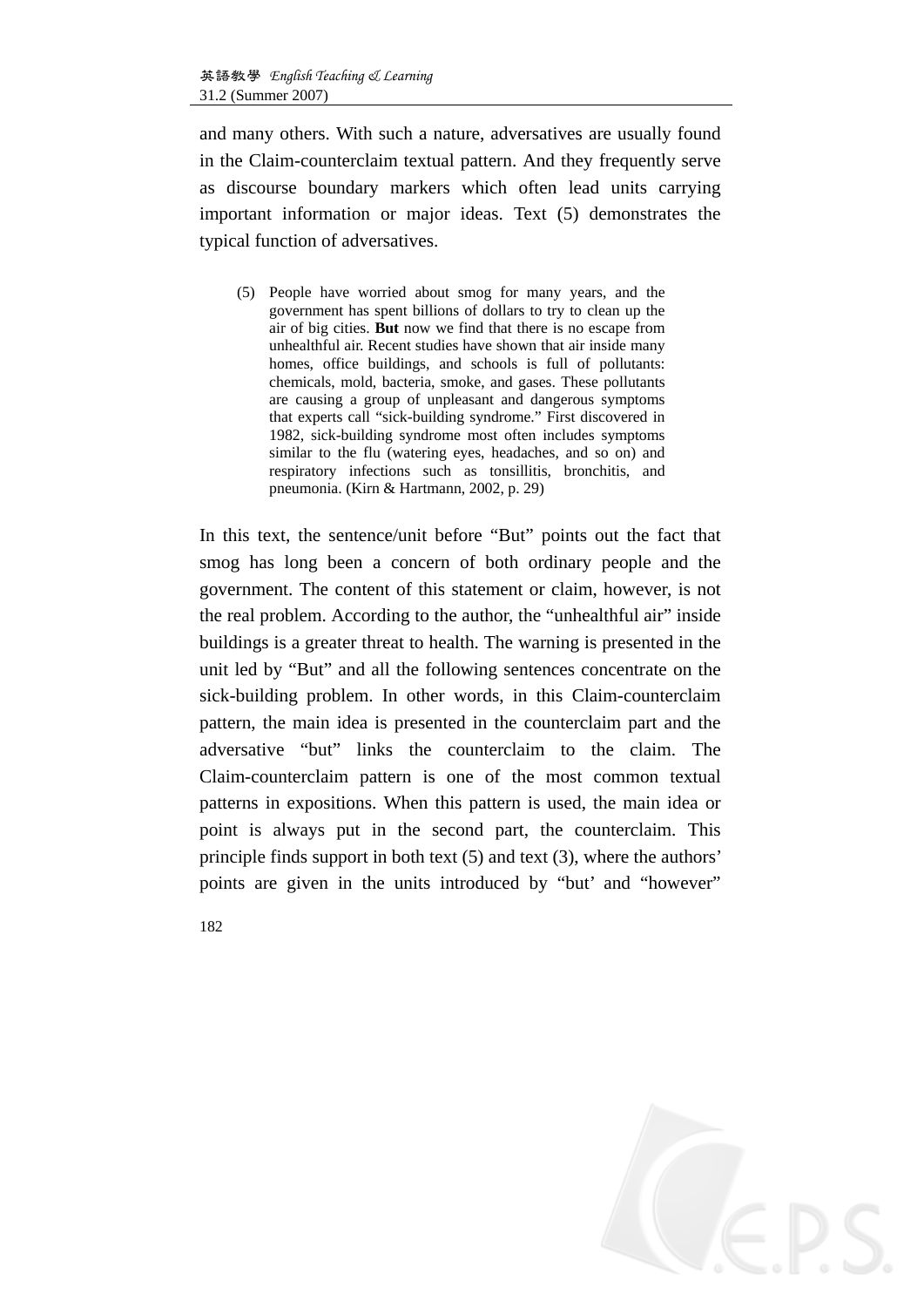and many others. With such a nature, adversatives are usually found in the Claim-counterclaim textual pattern. And they frequently serve as discourse boundary markers which often lead units carrying important information or major ideas. Text (5) demonstrates the typical function of adversatives.

> (5) People have worried about smog for many years, and the government has spent billions of dollars to try to clean up the air of big cities. **But** now we find that there is no escape from unhealthful air. Recent studies have shown that air inside many homes, office buildings, and schools is full of pollutants: chemicals, mold, bacteria, smoke, and gases. These pollutants are causing a group of unpleasant and dangerous symptoms that experts call "sick-building syndrome." First discovered in 1982, sick-building syndrome most often includes symptoms similar to the flu (watering eyes, headaches, and so on) and respiratory infections such as tonsillitis, bronchitis, and pneumonia. (Kirn & Hartmann, 2002, p. 29)

In this text, the sentence/unit before "But" points out the fact that smog has long been a concern of both ordinary people and the government. The content of this statement or claim, however, is not the real problem. According to the author, the "unhealthful air" inside buildings is a greater threat to health. The warning is presented in the unit led by "But" and all the following sentences concentrate on the sick-building problem. In other words, in this Claim-counterclaim pattern, the main idea is presented in the counterclaim part and the adversative "but" links the counterclaim to the claim. The Claim-counterclaim pattern is one of the most common textual patterns in expositions. When this pattern is used, the main idea or point is always put in the second part, the counterclaim. This principle finds support in both text (5) and text (3), where the authors' points are given in the units introduced by "but' and "however"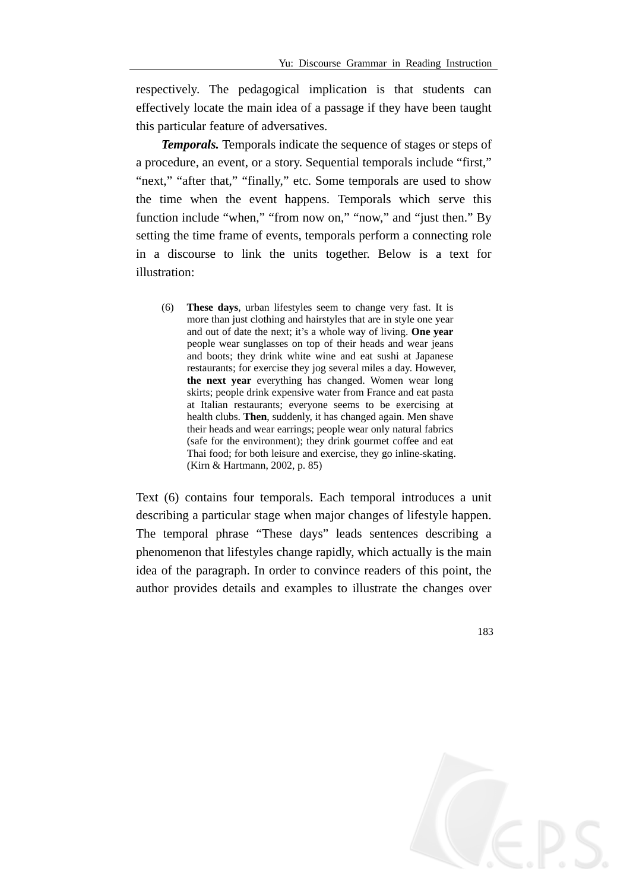respectively. The pedagogical implication is that students can effectively locate the main idea of a passage if they have been taught this particular feature of adversatives.

***Temporals.*** Temporals indicate the sequence of stages or steps of a procedure, an event, or a story. Sequential temporals include "first," "next," "after that," "finally," etc. Some temporals are used to show the time when the event happens. Temporals which serve this function include "when," "from now on," "now," and "just then." By setting the time frame of events, temporals perform a connecting role in a discourse to link the units together. Below is a text for illustration:

> (6) **These days**, urban lifestyles seem to change very fast. It is more than just clothing and hairstyles that are in style one year and out of date the next; it's a whole way of living. **One year** people wear sunglasses on top of their heads and wear jeans and boots; they drink white wine and eat sushi at Japanese restaurants; for exercise they jog several miles a day. However, **the next year** everything has changed. Women wear long skirts; people drink expensive water from France and eat pasta at Italian restaurants; everyone seems to be exercising at health clubs. **Then**, suddenly, it has changed again. Men shave their heads and wear earrings; people wear only natural fabrics (safe for the environment); they drink gourmet coffee and eat Thai food; for both leisure and exercise, they go inline-skating. (Kirn & Hartmann, 2002, p. 85)

Text (6) contains four temporals. Each temporal introduces a unit describing a particular stage when major changes of lifestyle happen. The temporal phrase "These days" leads sentences describing a phenomenon that lifestyles change rapidly, which actually is the main idea of the paragraph. In order to convince readers of this point, the author provides details and examples to illustrate the changes over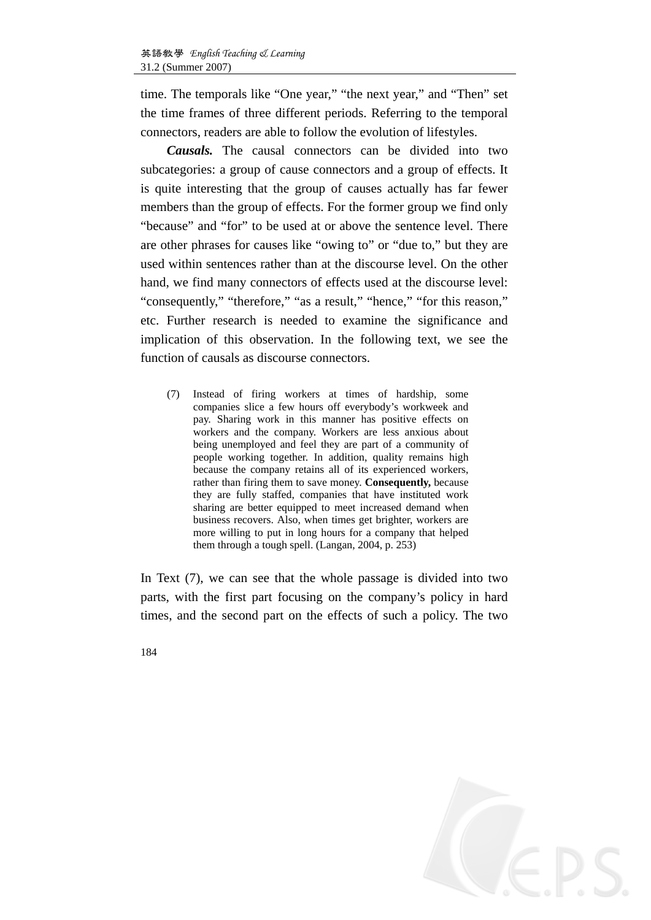time. The temporals like “One year,” “the next year,” and “Then” set the time frames of three different periods. Referring to the temporal connectors, readers are able to follow the evolution of lifestyles.

***Causals.*** The causal connectors can be divided into two subcategories: a group of cause connectors and a group of effects. It is quite interesting that the group of causes actually has far fewer members than the group of effects. For the former group we find only “because” and “for” to be used at or above the sentence level. There are other phrases for causes like “owing to” or “due to,” but they are used within sentences rather than at the discourse level. On the other hand, we find many connectors of effects used at the discourse level: “consequently,” “therefore,” “as a result,” “hence,” “for this reason,” etc. Further research is needed to examine the significance and implication of this observation. In the following text, we see the function of causals as discourse connectors.

> (7) Instead of firing workers at times of hardship, some companies slice a few hours off everybody’s workweek and pay. Sharing work in this manner has positive effects on workers and the company. Workers are less anxious about being unemployed and feel they are part of a community of people working together. In addition, quality remains high because the company retains all of its experienced workers, rather than firing them to save money. **Consequently,** because they are fully staffed, companies that have instituted work sharing are better equipped to meet increased demand when business recovers. Also, when times get brighter, workers are more willing to put in long hours for a company that helped them through a tough spell. (Langan, 2004, p. 253)

In Text (7), we can see that the whole passage is divided into two parts, with the first part focusing on the company’s policy in hard times, and the second part on the effects of such a policy. The two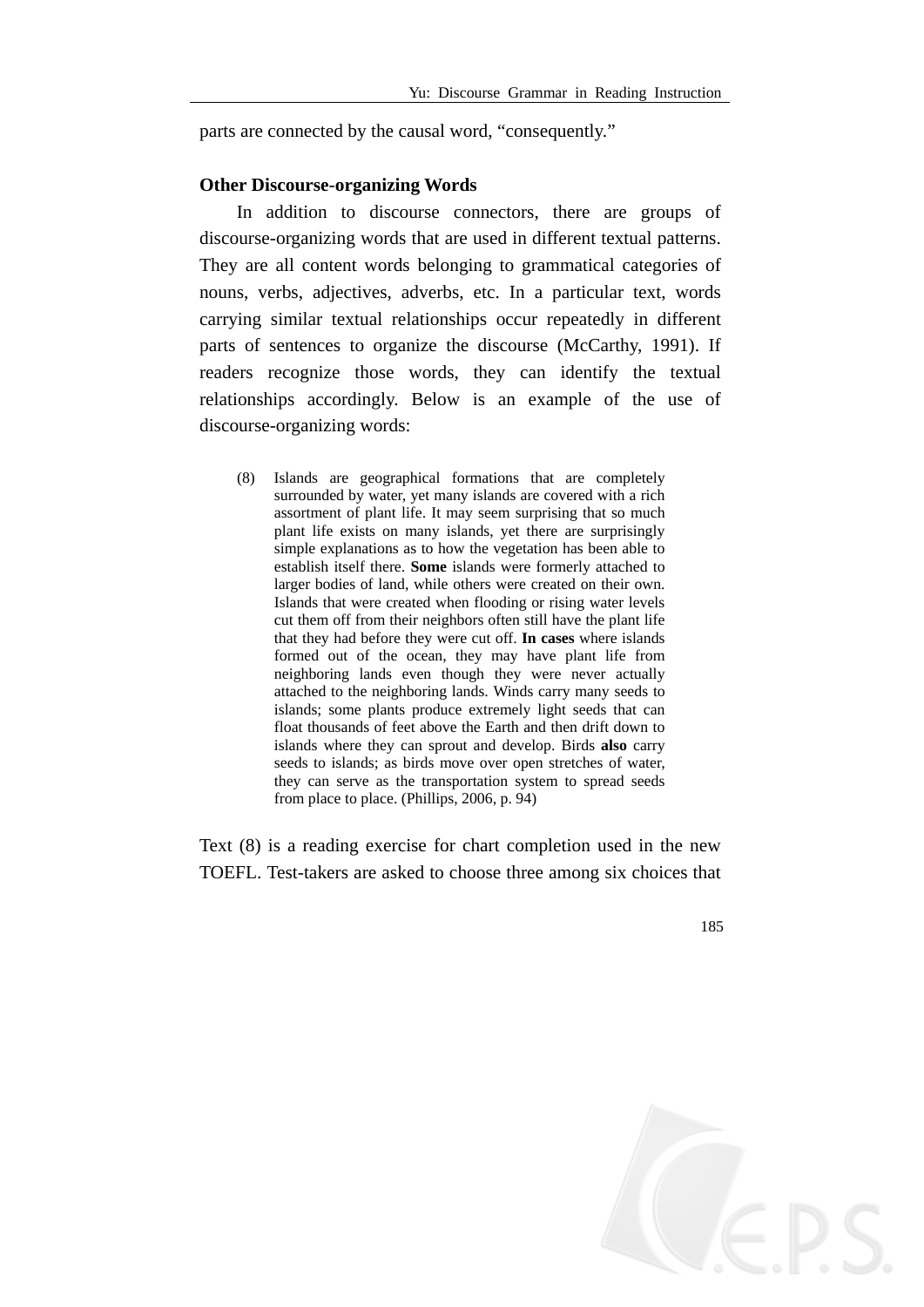parts are connected by the causal word, "consequently."

### Other Discourse-organizing Words

In addition to discourse connectors, there are groups of discourse-organizing words that are used in different textual patterns. They are all content words belonging to grammatical categories of nouns, verbs, adjectives, adverbs, etc. In a particular text, words carrying similar textual relationships occur repeatedly in different parts of sentences to organize the discourse (McCarthy, 1991). If readers recognize those words, they can identify the textual relationships accordingly. Below is an example of the use of discourse-organizing words:

> (8) Islands are geographical formations that are completely surrounded by water, yet many islands are covered with a rich assortment of plant life. It may seem surprising that so much plant life exists on many islands, yet there are surprisingly simple explanations as to how the vegetation has been able to establish itself there. **Some** islands were formerly attached to larger bodies of land, while others were created on their own. Islands that were created when flooding or rising water levels cut them off from their neighbors often still have the plant life that they had before they were cut off. **In cases** where islands formed out of the ocean, they may have plant life from neighboring lands even though they were never actually attached to the neighboring lands. Winds carry many seeds to islands; some plants produce extremely light seeds that can float thousands of feet above the Earth and then drift down to islands where they can sprout and develop. Birds **also** carry seeds to islands; as birds move over open stretches of water, they can serve as the transportation system to spread seeds from place to place. (Phillips, 2006, p. 94)

Text (8) is a reading exercise for chart completion used in the new TOEFL. Test-takers are asked to choose three among six choices that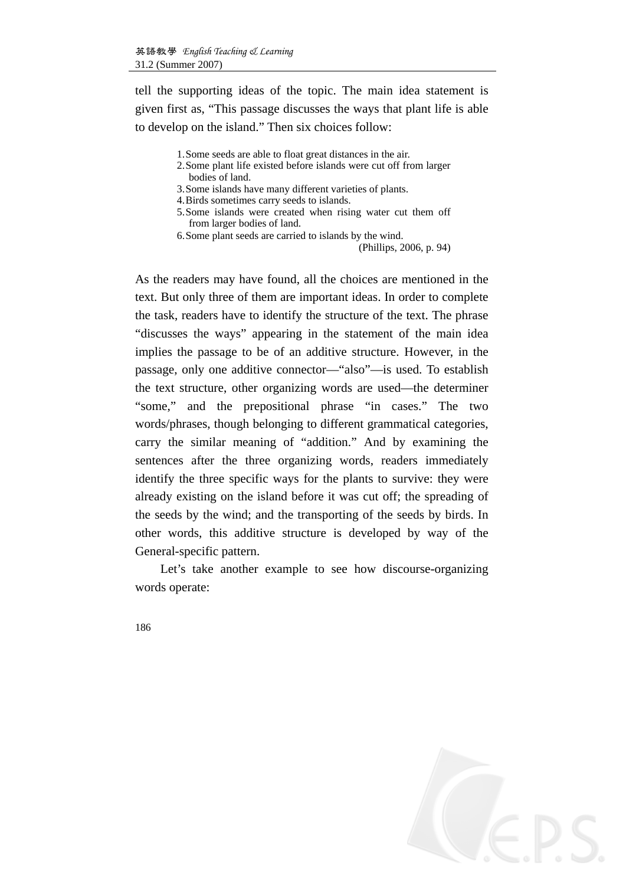tell the supporting ideas of the topic. The main idea statement is given first as, "This passage discusses the ways that plant life is able to develop on the island." Then six choices follow:

> 1. Some seeds are able to float great distances in the air.
> 2. Some plant life existed before islands were cut off from larger bodies of land.
> 3. Some islands have many different varieties of plants.
> 4. Birds sometimes carry seeds to islands.
> 5. Some islands were created when rising water cut them off from larger bodies of land.
> 6. Some plant seeds are carried to islands by the wind.
>
> (Phillips, 2006, p. 94)

As the readers may have found, all the choices are mentioned in the text. But only three of them are important ideas. In order to complete the task, readers have to identify the structure of the text. The phrase "discusses the ways" appearing in the statement of the main idea implies the passage to be of an additive structure. However, in the passage, only one additive connector—"also"—is used. To establish the text structure, other organizing words are used—the determiner "some," and the prepositional phrase "in cases." The two words/phrases, though belonging to different grammatical categories, carry the similar meaning of "addition." And by examining the sentences after the three organizing words, readers immediately identify the three specific ways for the plants to survive: they were already existing on the island before it was cut off; the spreading of the seeds by the wind; and the transporting of the seeds by birds. In other words, this additive structure is developed by way of the General-specific pattern.

Let's take another example to see how discourse-organizing words operate: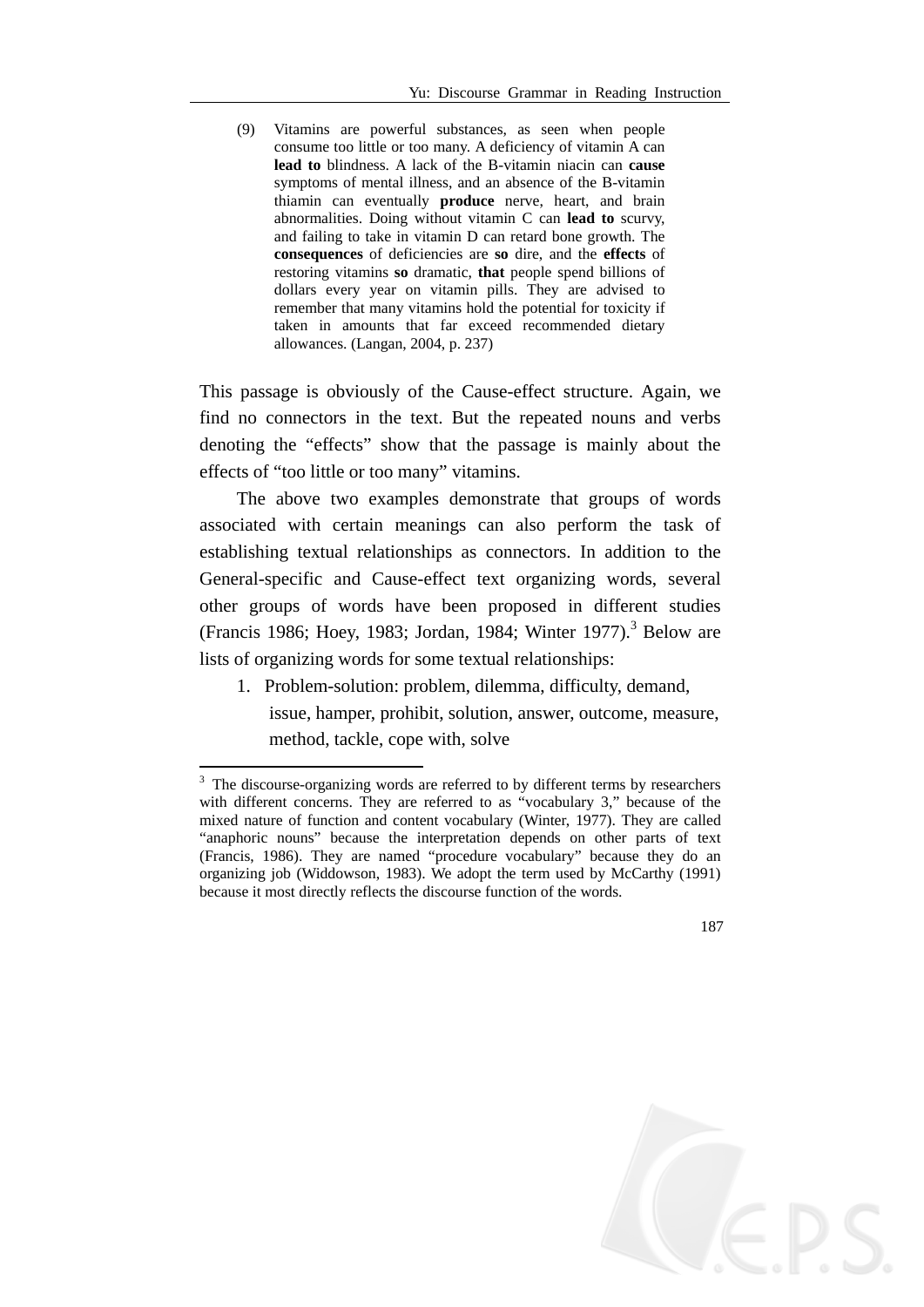(9) Vitamins are powerful substances, as seen when people consume too little or too many. A deficiency of vitamin A can **lead to** blindness. A lack of the B-vitamin niacin can **cause** symptoms of mental illness, and an absence of the B-vitamin thiamin can eventually **produce** nerve, heart, and brain abnormalities. Doing without vitamin C can **lead to** scurvy, and failing to take in vitamin D can retard bone growth. The **consequences** of deficiencies are **so** dire, and the **effects** of restoring vitamins **so** dramatic, **that** people spend billions of dollars every year on vitamin pills. They are advised to remember that many vitamins hold the potential for toxicity if taken in amounts that far exceed recommended dietary allowances. (Langan, 2004, p. 237)

This passage is obviously of the Cause-effect structure. Again, we find no connectors in the text. But the repeated nouns and verbs denoting the "effects" show that the passage is mainly about the effects of "too little or too many" vitamins.

The above two examples demonstrate that groups of words associated with certain meanings can also perform the task of establishing textual relationships as connectors. In addition to the General-specific and Cause-effect text organizing words, several other groups of words have been proposed in different studies (Francis 1986; Hoey, 1983; Jordan, 1984; Winter 1977).[3] Below are lists of organizing words for some textual relationships:

1. Problem-solution: problem, dilemma, difficulty, demand, issue, hamper, prohibit, solution, answer, outcome, measure, method, tackle, cope with, solve

[3] The discourse-organizing words are referred to by different terms by researchers with different concerns. They are referred to as "vocabulary 3," because of the mixed nature of function and content vocabulary (Winter, 1977). They are called "anaphoric nouns" because the interpretation depends on other parts of text (Francis, 1986). They are named "procedure vocabulary" because they do an organizing job (Widdowson, 1983). We adopt the term used by McCarthy (1991) because it most directly reflects the discourse function of the words.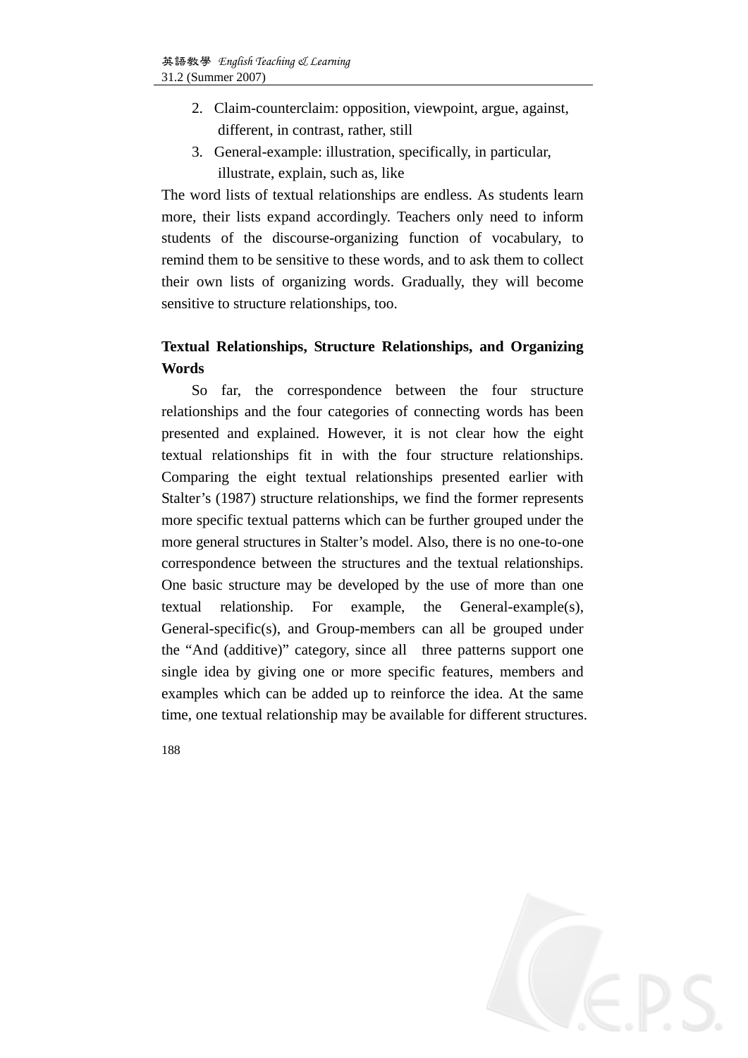2. Claim-counterclaim: opposition, viewpoint, argue, against, different, in contrast, rather, still
3. General-example: illustration, specifically, in particular, illustrate, explain, such as, like

The word lists of textual relationships are endless. As students learn more, their lists expand accordingly. Teachers only need to inform students of the discourse-organizing function of vocabulary, to remind them to be sensitive to these words, and to ask them to collect their own lists of organizing words. Gradually, they will become sensitive to structure relationships, too.

**Textual Relationships, Structure Relationships, and Organizing Words**

So far, the correspondence between the four structure relationships and the four categories of connecting words has been presented and explained. However, it is not clear how the eight textual relationships fit in with the four structure relationships. Comparing the eight textual relationships presented earlier with Stalter's (1987) structure relationships, we find the former represents more specific textual patterns which can be further grouped under the more general structures in Stalter's model. Also, there is no one-to-one correspondence between the structures and the textual relationships. One basic structure may be developed by the use of more than one textual relationship. For example, the General-example(s), General-specific(s), and Group-members can all be grouped under the "And (additive)" category, since all three patterns support one single idea by giving one or more specific features, members and examples which can be added up to reinforce the idea. At the same time, one textual relationship may be available for different structures.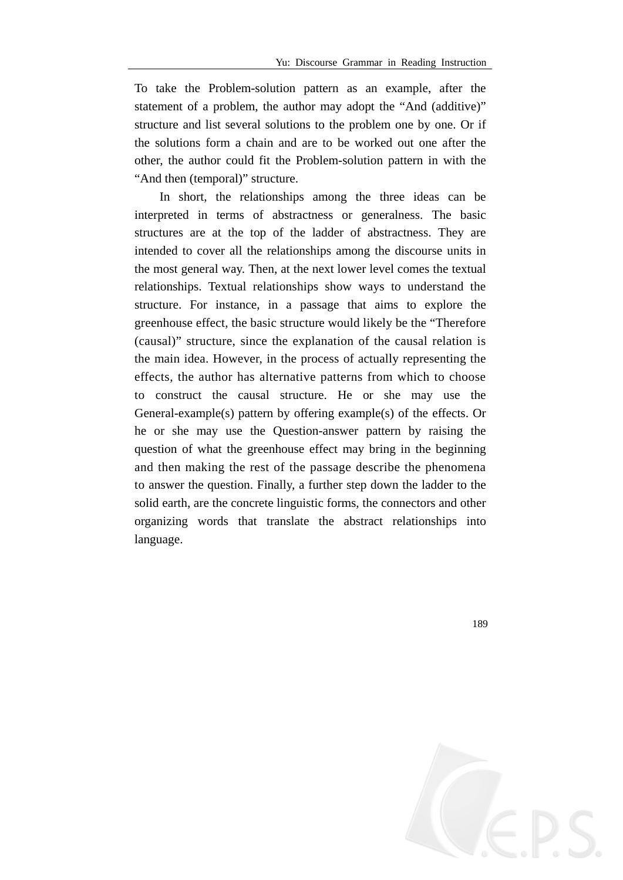To take the Problem-solution pattern as an example, after the statement of a problem, the author may adopt the “And (additive)” structure and list several solutions to the problem one by one. Or if the solutions form a chain and are to be worked out one after the other, the author could fit the Problem-solution pattern in with the “And then (temporal)” structure.

In short, the relationships among the three ideas can be interpreted in terms of abstractness or generalness. The basic structures are at the top of the ladder of abstractness. They are intended to cover all the relationships among the discourse units in the most general way. Then, at the next lower level comes the textual relationships. Textual relationships show ways to understand the structure. For instance, in a passage that aims to explore the greenhouse effect, the basic structure would likely be the “Therefore (causal)” structure, since the explanation of the causal relation is the main idea. However, in the process of actually representing the effects, the author has alternative patterns from which to choose to construct the causal structure. He or she may use the General-example(s) pattern by offering example(s) of the effects. Or he or she may use the Question-answer pattern by raising the question of what the greenhouse effect may bring in the beginning and then making the rest of the passage describe the phenomena to answer the question. Finally, a further step down the ladder to the solid earth, are the concrete linguistic forms, the connectors and other organizing words that translate the abstract relationships into language.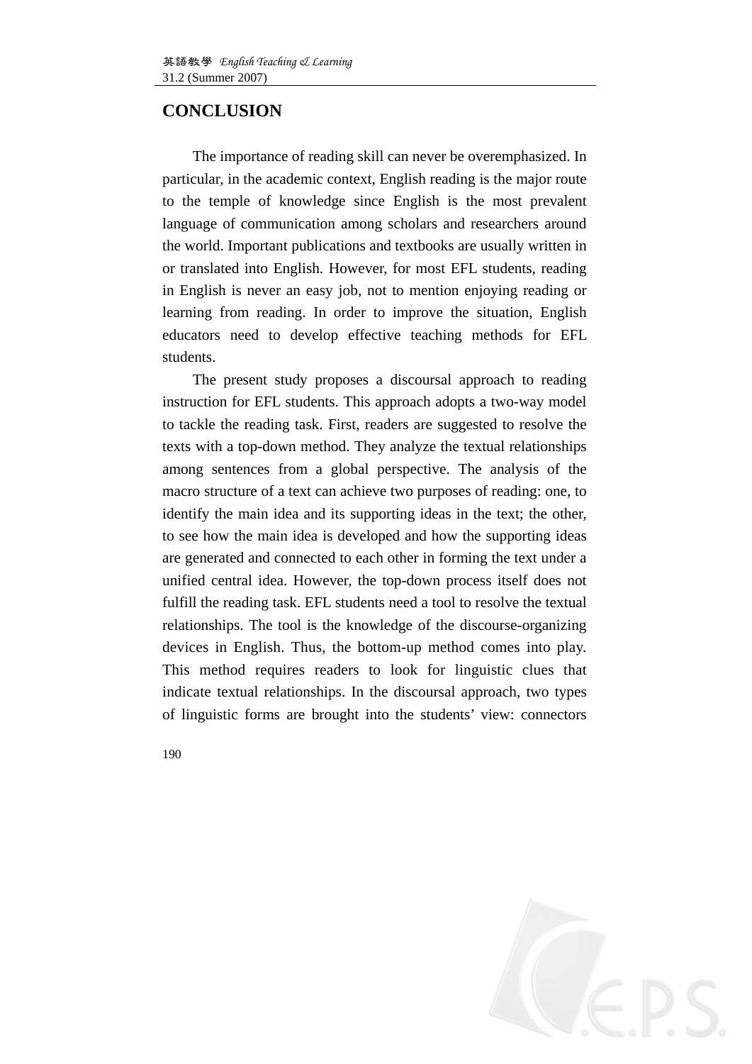## CONCLUSION

The importance of reading skill can never be overemphasized. In particular, in the academic context, English reading is the major route to the temple of knowledge since English is the most prevalent language of communication among scholars and researchers around the world. Important publications and textbooks are usually written in or translated into English. However, for most EFL students, reading in English is never an easy job, not to mention enjoying reading or learning from reading. In order to improve the situation, English educators need to develop effective teaching methods for EFL students.

The present study proposes a discoursal approach to reading instruction for EFL students. This approach adopts a two-way model to tackle the reading task. First, readers are suggested to resolve the texts with a top-down method. They analyze the textual relationships among sentences from a global perspective. The analysis of the macro structure of a text can achieve two purposes of reading: one, to identify the main idea and its supporting ideas in the text; the other, to see how the main idea is developed and how the supporting ideas are generated and connected to each other in forming the text under a unified central idea. However, the top-down process itself does not fulfill the reading task. EFL students need a tool to resolve the textual relationships. The tool is the knowledge of the discourse-organizing devices in English. Thus, the bottom-up method comes into play. This method requires readers to look for linguistic clues that indicate textual relationships. In the discoursal approach, two types of linguistic forms are brought into the students' view: connectors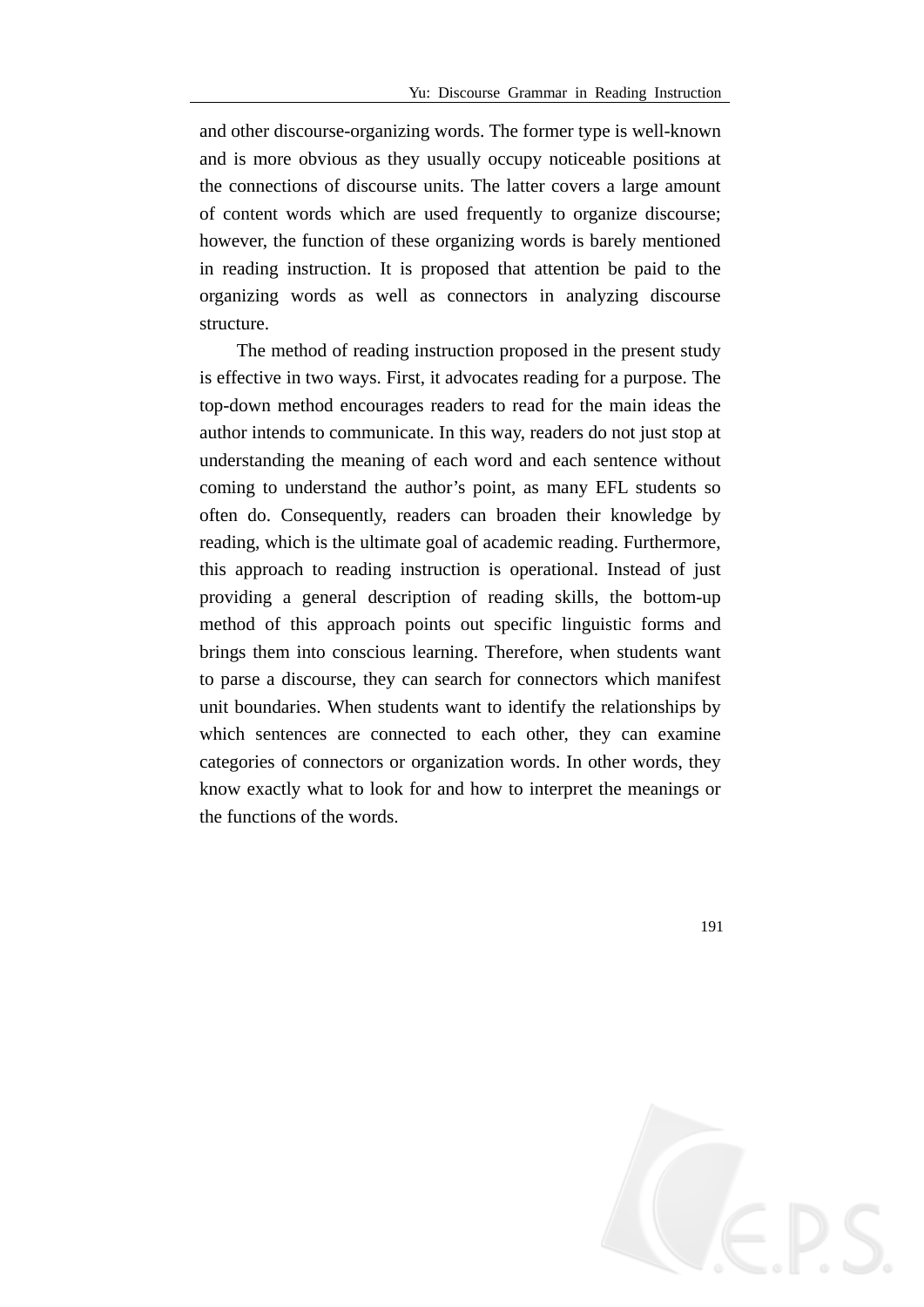and other discourse-organizing words. The former type is well-known and is more obvious as they usually occupy noticeable positions at the connections of discourse units. The latter covers a large amount of content words which are used frequently to organize discourse; however, the function of these organizing words is barely mentioned in reading instruction. It is proposed that attention be paid to the organizing words as well as connectors in analyzing discourse structure.

The method of reading instruction proposed in the present study is effective in two ways. First, it advocates reading for a purpose. The top-down method encourages readers to read for the main ideas the author intends to communicate. In this way, readers do not just stop at understanding the meaning of each word and each sentence without coming to understand the author's point, as many EFL students so often do. Consequently, readers can broaden their knowledge by reading, which is the ultimate goal of academic reading. Furthermore, this approach to reading instruction is operational. Instead of just providing a general description of reading skills, the bottom-up method of this approach points out specific linguistic forms and brings them into conscious learning. Therefore, when students want to parse a discourse, they can search for connectors which manifest unit boundaries. When students want to identify the relationships by which sentences are connected to each other, they can examine categories of connectors or organization words. In other words, they know exactly what to look for and how to interpret the meanings or the functions of the words.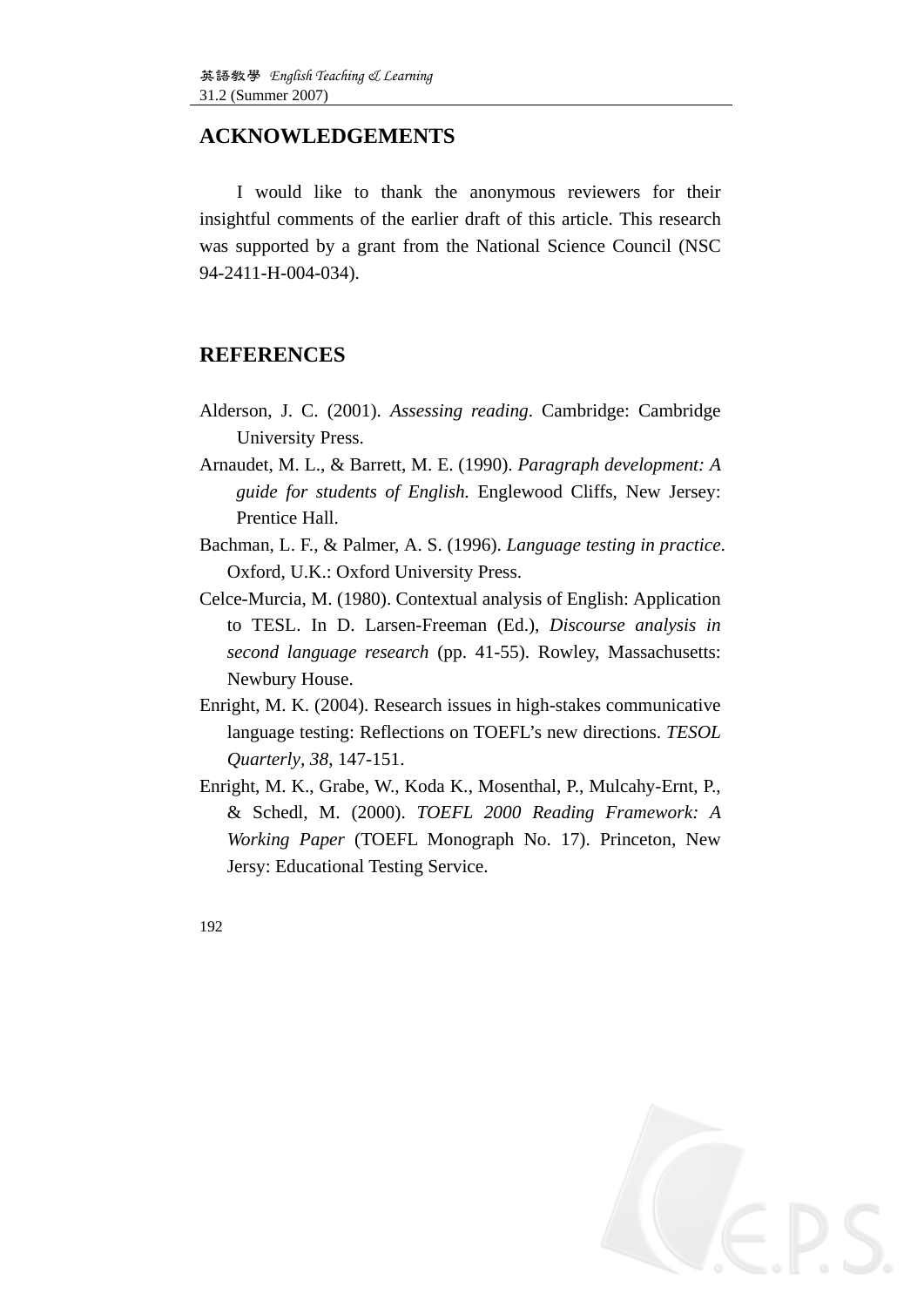## ACKNOWLEDGEMENTS

I would like to thank the anonymous reviewers for their insightful comments of the earlier draft of this article. This research was supported by a grant from the National Science Council (NSC 94-2411-H-004-034).

## REFERENCES

Alderson, J. C. (2001). *Assessing reading*. Cambridge: Cambridge University Press.

Arnaudet, M. L., & Barrett, M. E. (1990). *Paragraph development: A guide for students of English.* Englewood Cliffs, New Jersey: Prentice Hall.

Bachman, L. F., & Palmer, A. S. (1996). *Language testing in practice*. Oxford, U.K.: Oxford University Press.

Celce-Murcia, M. (1980). Contextual analysis of English: Application to TESL. In D. Larsen-Freeman (Ed.), *Discourse analysis in second language research* (pp. 41-55). Rowley, Massachusetts: Newbury House.

Enright, M. K. (2004). Research issues in high-stakes communicative language testing: Reflections on TOEFL's new directions. *TESOL Quarterly, 38*, 147-151.

Enright, M. K., Grabe, W., Koda K., Mosenthal, P., Mulcahy-Ernt, P., & Schedl, M. (2000). *TOEFL 2000 Reading Framework: A Working Paper* (TOEFL Monograph No. 17). Princeton, New Jersy: Educational Testing Service.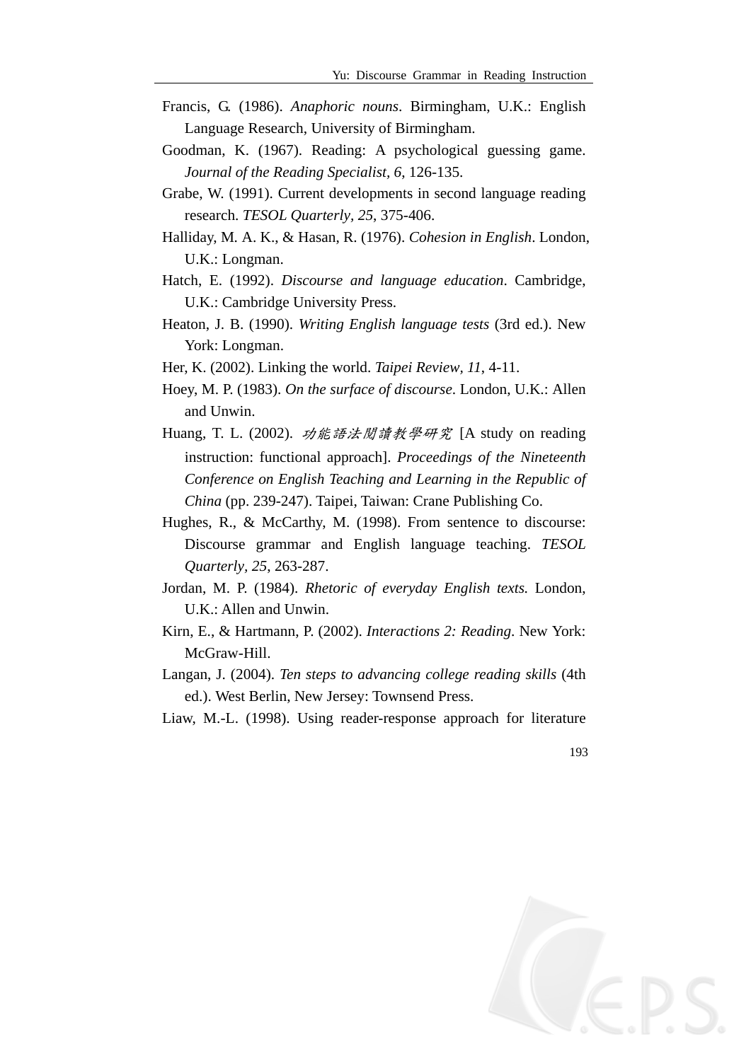Francis, G. (1986). *Anaphoric nouns*. Birmingham, U.K.: English Language Research, University of Birmingham.

Goodman, K. (1967). Reading: A psychological guessing game. *Journal of the Reading Specialist*, *6*, 126-135.

Grabe, W. (1991). Current developments in second language reading research. *TESOL Quarterly, 25*, 375-406.

Halliday, M. A. K., & Hasan, R. (1976). *Cohesion in English*. London, U.K.: Longman.

Hatch, E. (1992). *Discourse and language education*. Cambridge, U.K.: Cambridge University Press.

Heaton, J. B. (1990). *Writing English language tests* (3rd ed.). New York: Longman.

Her, K. (2002). Linking the world. *Taipei Review, 11*, 4-11.

Hoey, M. P. (1983). *On the surface of discourse*. London, U.K.: Allen and Unwin.

Huang, T. L. (2002). *功能語法閱讀教學研究* [A study on reading instruction: functional approach]. *Proceedings of the Nineteenth Conference on English Teaching and Learning in the Republic of China* (pp. 239-247). Taipei, Taiwan: Crane Publishing Co.

Hughes, R., & McCarthy, M. (1998). From sentence to discourse: Discourse grammar and English language teaching. *TESOL Quarterly, 25*, 263-287.

Jordan, M. P. (1984). *Rhetoric of everyday English texts.* London, U.K.: Allen and Unwin.

Kirn, E., & Hartmann, P. (2002). *Interactions 2: Reading*. New York: McGraw-Hill.

Langan, J. (2004). *Ten steps to advancing college reading skills* (4th ed.). West Berlin, New Jersey: Townsend Press.

Liaw, M.-L. (1998). Using reader-response approach for literature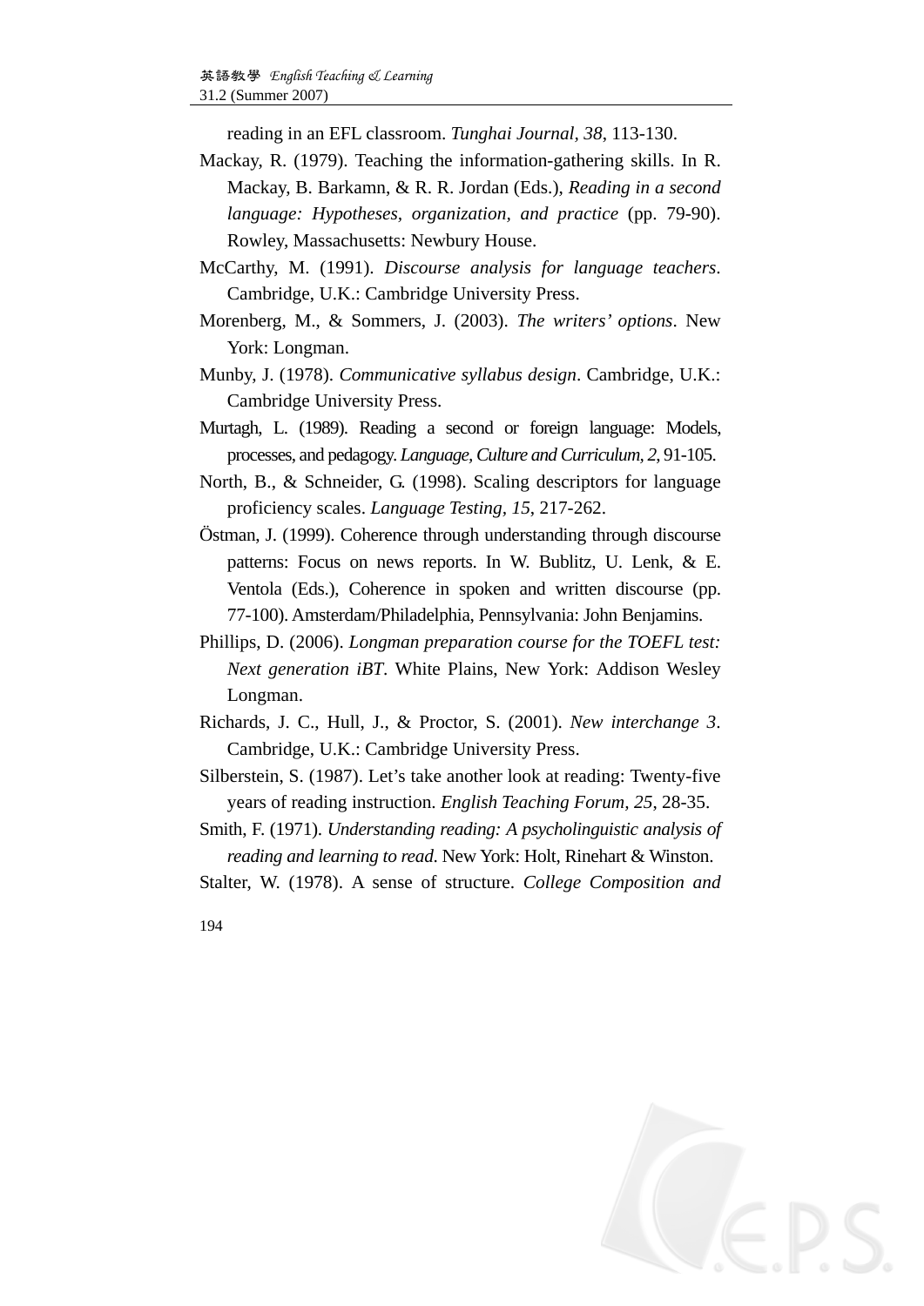reading in an EFL classroom. *Tunghai Journal, 38*, 113-130.

Mackay, R. (1979). Teaching the information-gathering skills. In R. Mackay, B. Barkamn, & R. R. Jordan (Eds.), *Reading in a second language: Hypotheses, organization, and practice* (pp. 79-90). Rowley, Massachusetts: Newbury House.

McCarthy, M. (1991). *Discourse analysis for language teachers*. Cambridge, U.K.: Cambridge University Press.

Morenberg, M., & Sommers, J. (2003). *The writers' options*. New York: Longman.

Munby, J. (1978). *Communicative syllabus design*. Cambridge, U.K.: Cambridge University Press.

Murtagh, L. (1989). Reading a second or foreign language: Models, processes, and pedagogy. *Language, Culture and Curriculum, 2*, 91-105.

North, B., & Schneider, G. (1998). Scaling descriptors for language proficiency scales. *Language Testing, 15*, 217-262.

Östman, J. (1999). Coherence through understanding through discourse patterns: Focus on news reports. In W. Bublitz, U. Lenk, & E. Ventola (Eds.), Coherence in spoken and written discourse (pp. 77-100). Amsterdam/Philadelphia, Pennsylvania: John Benjamins.

Phillips, D. (2006). *Longman preparation course for the TOEFL test: Next generation iBT*. White Plains, New York: Addison Wesley Longman.

Richards, J. C., Hull, J., & Proctor, S. (2001). *New interchange 3*. Cambridge, U.K.: Cambridge University Press.

Silberstein, S. (1987). Let's take another look at reading: Twenty-five years of reading instruction. *English Teaching Forum, 25*, 28-35.

Smith, F. (1971). *Understanding reading: A psycholinguistic analysis of reading and learning to read*. New York: Holt, Rinehart & Winston.

Stalter, W. (1978). A sense of structure. *College Composition and*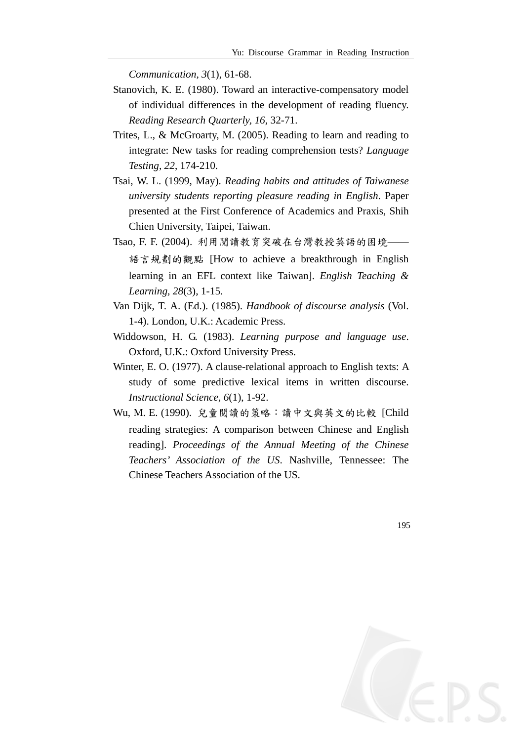*Communication, 3*(1), 61-68.

Stanovich, K. E. (1980). Toward an interactive-compensatory model of individual differences in the development of reading fluency. *Reading Research Quarterly*, *16*, 32-71.

Trites, L., & McGroarty, M. (2005). Reading to learn and reading to integrate: New tasks for reading comprehension tests? *Language Testing*, *22*, 174-210.

Tsai, W. L. (1999, May). *Reading habits and attitudes of Taiwanese university students reporting pleasure reading in English*. Paper presented at the First Conference of Academics and Praxis, Shih Chien University, Taipei, Taiwan.

Tsao, F. F. (2004). 利用閱讀教育突破在台灣教授英語的困境——語言規劃的觀點 [How to achieve a breakthrough in English learning in an EFL context like Taiwan]. *English Teaching & Learning*, *28*(3), 1-15.

Van Dijk, T. A. (Ed.). (1985). *Handbook of discourse analysis* (Vol. 1-4). London, U.K.: Academic Press.

Widdowson, H. G. (1983). *Learning purpose and language use*. Oxford, U.K.: Oxford University Press.

Winter, E. O. (1977). A clause-relational approach to English texts: A study of some predictive lexical items in written discourse. *Instructional Science*, *6*(1), 1-92.

Wu, M. E. (1990). 兒童閱讀的策略：讀中文與英文的比較 [Child reading strategies: A comparison between Chinese and English reading]. *Proceedings of the Annual Meeting of the Chinese Teachers' Association of the US*. Nashville, Tennessee: The Chinese Teachers Association of the US.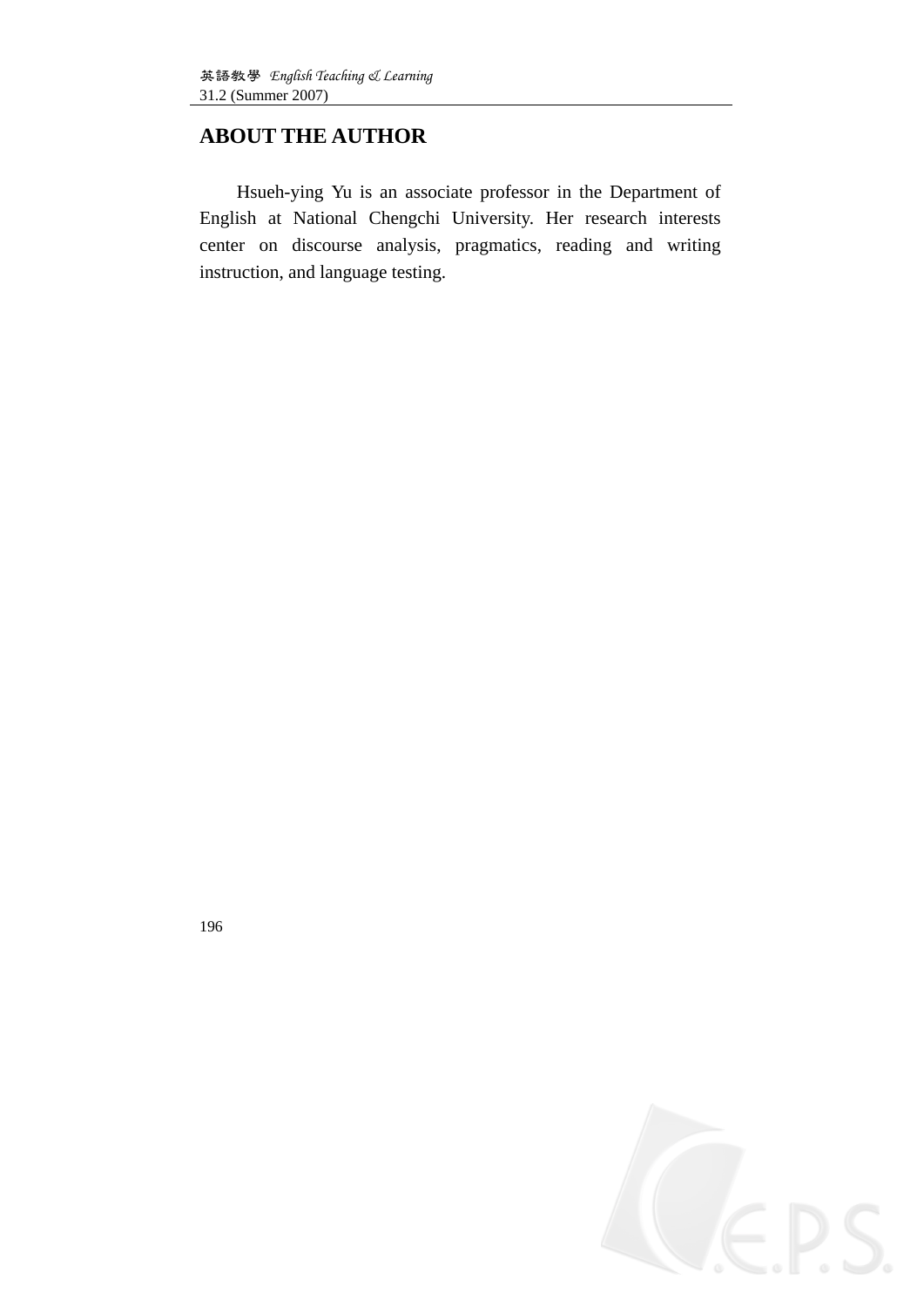## ABOUT THE AUTHOR

Hsueh-ying Yu is an associate professor in the Department of English at National Chengchi University. Her research interests center on discourse analysis, pragmatics, reading and writing instruction, and language testing.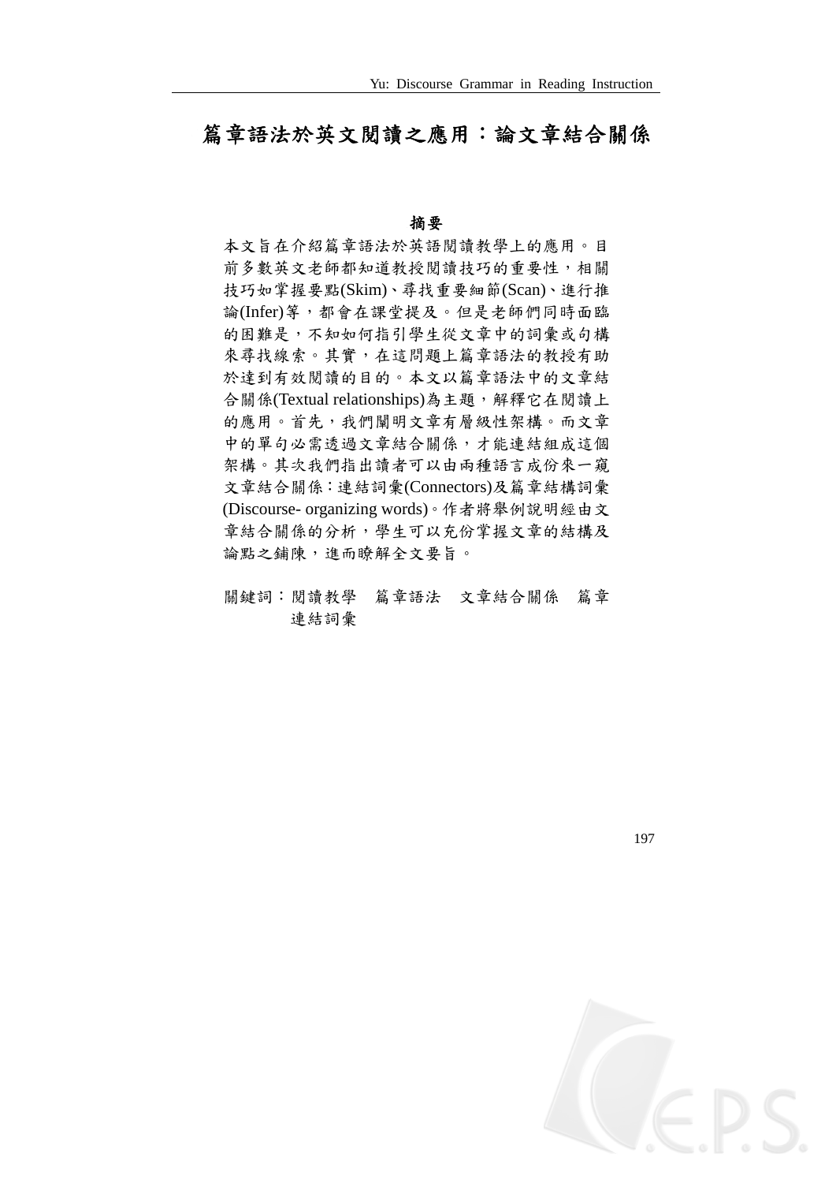# 篇章語法於英文閱讀之應用：論文章結合關係

## 摘要

本文旨在介紹篇章語法於英語閱讀教學上的應用。目前多數英文老師都知道教授閱讀技巧的重要性，相關技巧如掌握要點(Skim)、尋找重要細節(Scan)、進行推論(Infer)等，都會在課堂提及。但是老師們同時面臨的困難是，不知如何指引學生從文章中的詞彙或句構來尋找線索。其實，在這問題上篇章語法的教授有助於達到有效閱讀的目的。本文以篇章語法中的文章結合關係(Textual relationships)為主題，解釋它在閱讀上的應用。首先，我們闡明文章有層級性架構。而文章中的單句必需透過文章結合關係，才能連結組成這個架構。其次我們指出讀者可以由兩種語言成份來一窺文章結合關係：連結詞彙(Connectors)及篇章結構詞彙(Discourse- organizing words)。作者將舉例說明經由文章結合關係的分析，學生可以充份掌握文章的結構及論點之鋪陳，進而瞭解全文要旨。

關鍵詞：閱讀教學　篇章語法　文章結合關係　篇章連結詞彙